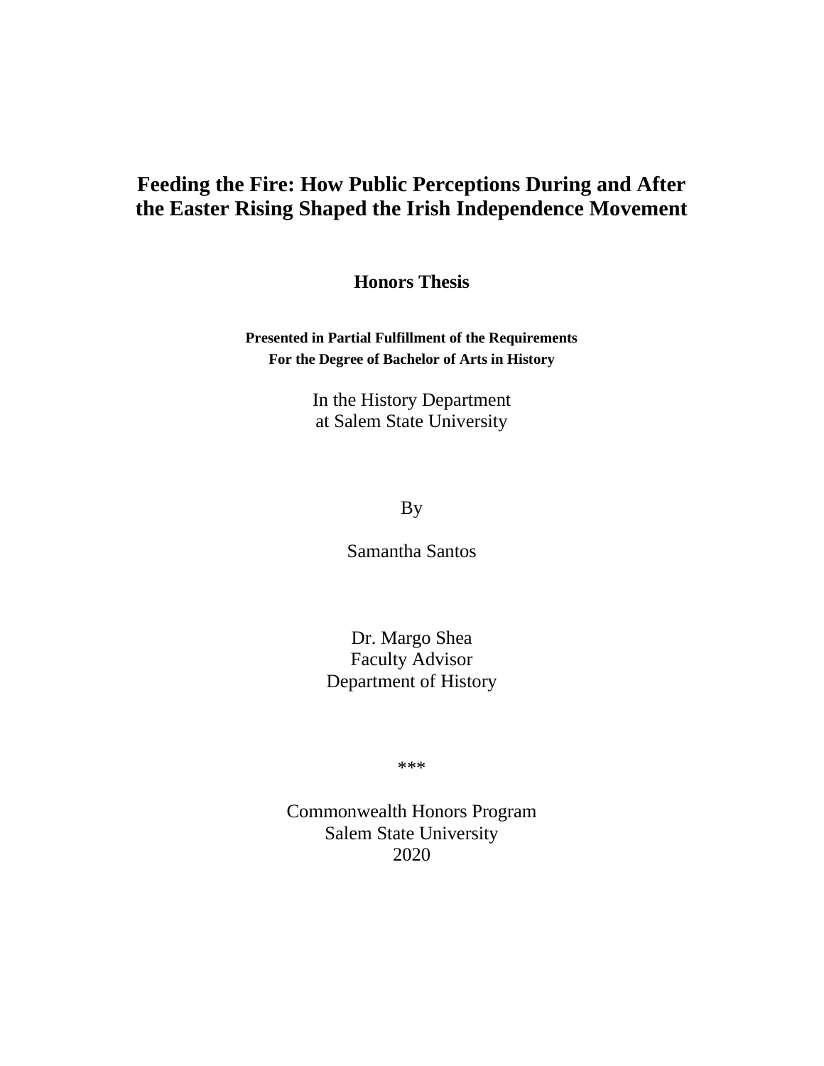# Feeding the Fire: How Public Perceptions During and After the Easter Rising Shaped the Irish Independence Movement

**Honors Thesis**

**Presented in Partial Fulfillment of the Requirements**
**For the Degree of Bachelor of Arts in History**

In the History Department
at Salem State University

By

Samantha Santos

Dr. Margo Shea
Faculty Advisor
Department of History

***

Commonwealth Honors Program
Salem State University
2020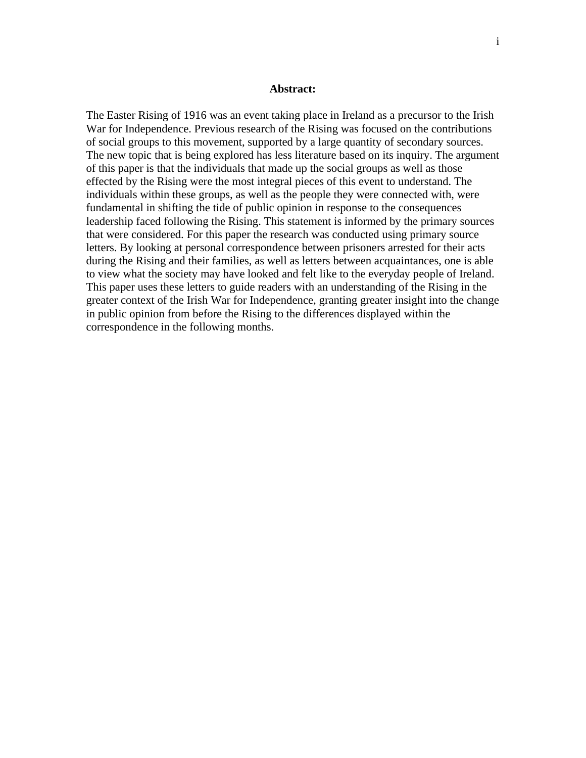**Abstract:**

The Easter Rising of 1916 was an event taking place in Ireland as a precursor to the Irish War for Independence. Previous research of the Rising was focused on the contributions of social groups to this movement, supported by a large quantity of secondary sources. The new topic that is being explored has less literature based on its inquiry. The argument of this paper is that the individuals that made up the social groups as well as those effected by the Rising were the most integral pieces of this event to understand. The individuals within these groups, as well as the people they were connected with, were fundamental in shifting the tide of public opinion in response to the consequences leadership faced following the Rising. This statement is informed by the primary sources that were considered. For this paper the research was conducted using primary source letters. By looking at personal correspondence between prisoners arrested for their acts during the Rising and their families, as well as letters between acquaintances, one is able to view what the society may have looked and felt like to the everyday people of Ireland. This paper uses these letters to guide readers with an understanding of the Rising in the greater context of the Irish War for Independence, granting greater insight into the change in public opinion from before the Rising to the differences displayed within the correspondence in the following months.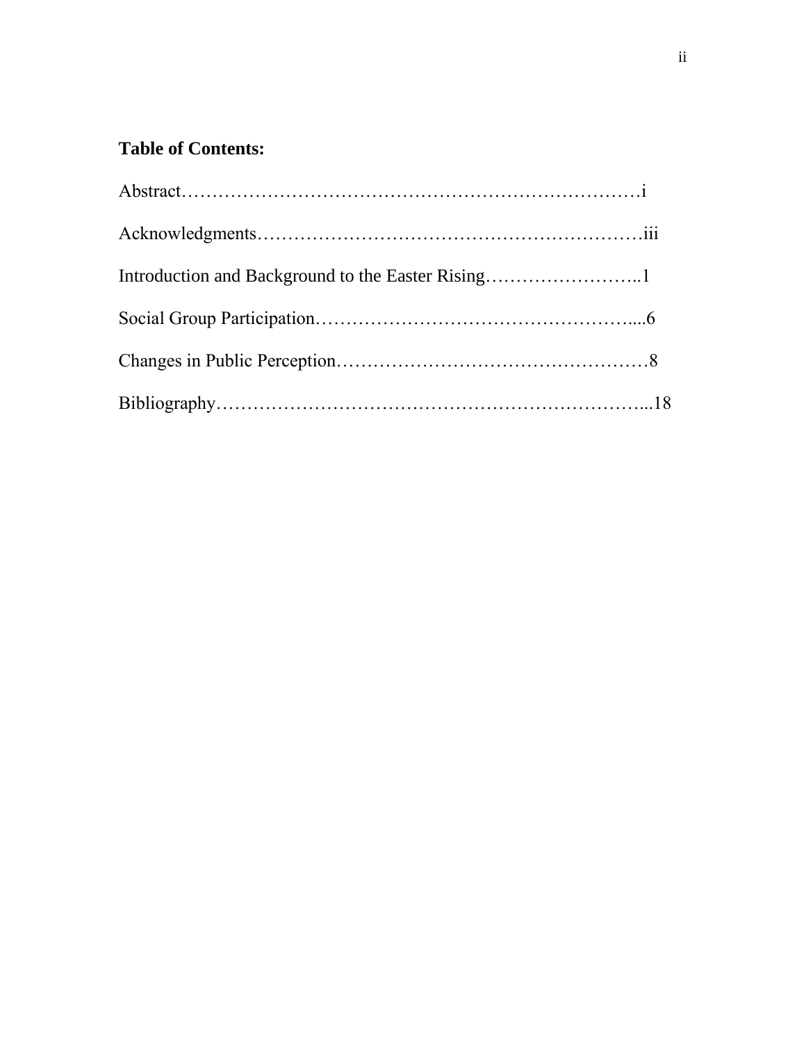**Table of Contents:**

Abstract……………………………………………………………………i

Acknowledgments………………………………………………………iii

Introduction and Background to the Easter Rising……………………..1

Social Group Participation……………………………………………....6

Changes in Public Perception……………………………………………8

Bibliography…………………………………………………………...18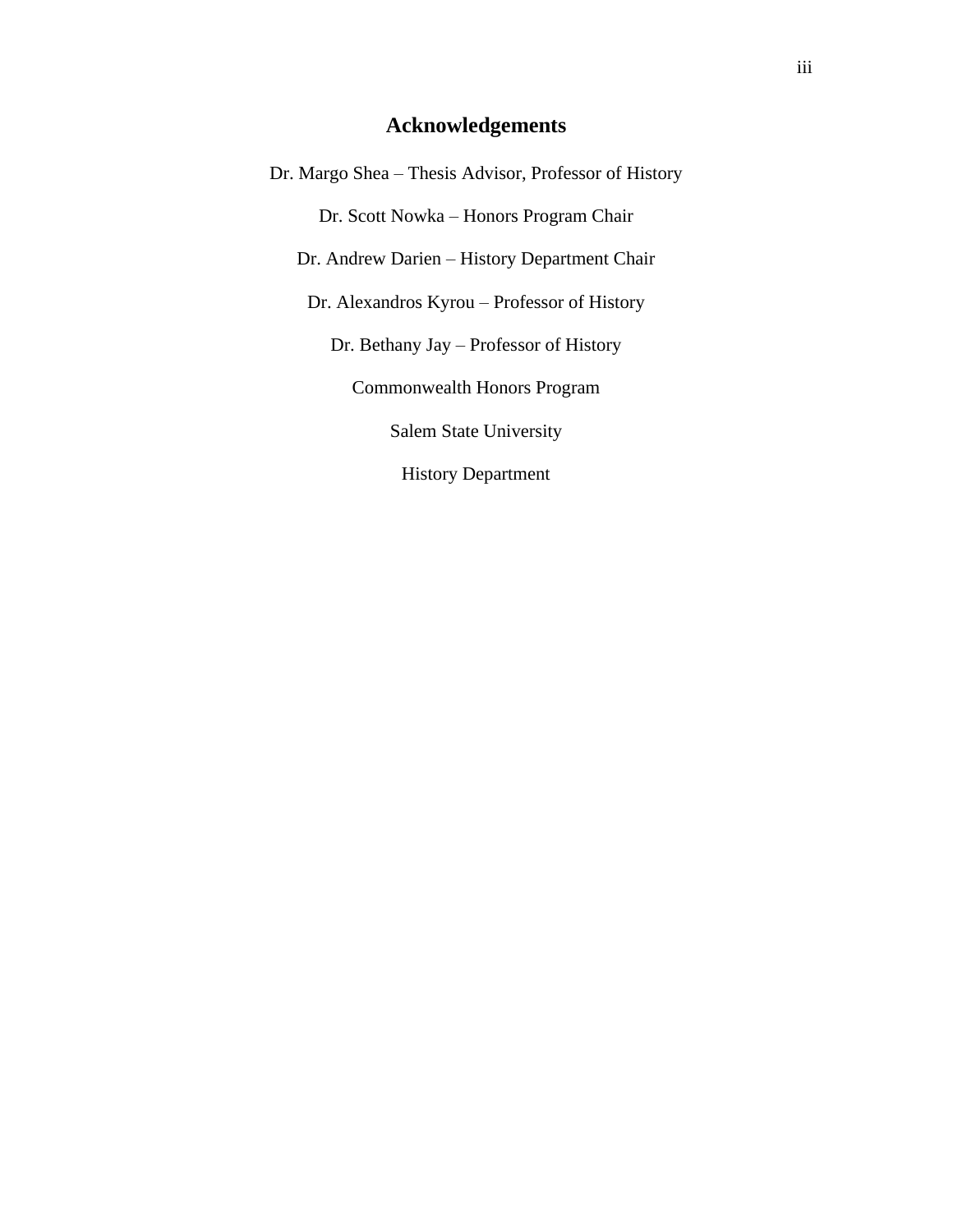## Acknowledgements

Dr. Margo Shea – Thesis Advisor, Professor of History

Dr. Scott Nowka – Honors Program Chair

Dr. Andrew Darien – History Department Chair

Dr. Alexandros Kyrou – Professor of History

Dr. Bethany Jay – Professor of History

Commonwealth Honors Program

Salem State University

History Department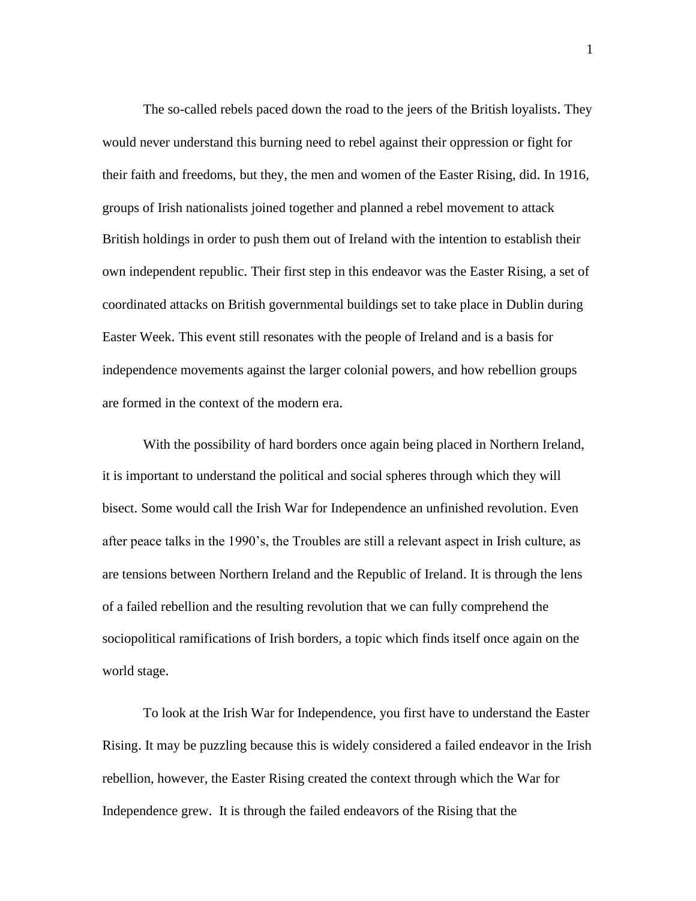The so-called rebels paced down the road to the jeers of the British loyalists. They would never understand this burning need to rebel against their oppression or fight for their faith and freedoms, but they, the men and women of the Easter Rising, did. In 1916, groups of Irish nationalists joined together and planned a rebel movement to attack British holdings in order to push them out of Ireland with the intention to establish their own independent republic. Their first step in this endeavor was the Easter Rising, a set of coordinated attacks on British governmental buildings set to take place in Dublin during Easter Week. This event still resonates with the people of Ireland and is a basis for independence movements against the larger colonial powers, and how rebellion groups are formed in the context of the modern era.

With the possibility of hard borders once again being placed in Northern Ireland, it is important to understand the political and social spheres through which they will bisect. Some would call the Irish War for Independence an unfinished revolution. Even after peace talks in the 1990's, the Troubles are still a relevant aspect in Irish culture, as are tensions between Northern Ireland and the Republic of Ireland. It is through the lens of a failed rebellion and the resulting revolution that we can fully comprehend the sociopolitical ramifications of Irish borders, a topic which finds itself once again on the world stage.

To look at the Irish War for Independence, you first have to understand the Easter Rising. It may be puzzling because this is widely considered a failed endeavor in the Irish rebellion, however, the Easter Rising created the context through which the War for Independence grew. It is through the failed endeavors of the Rising that the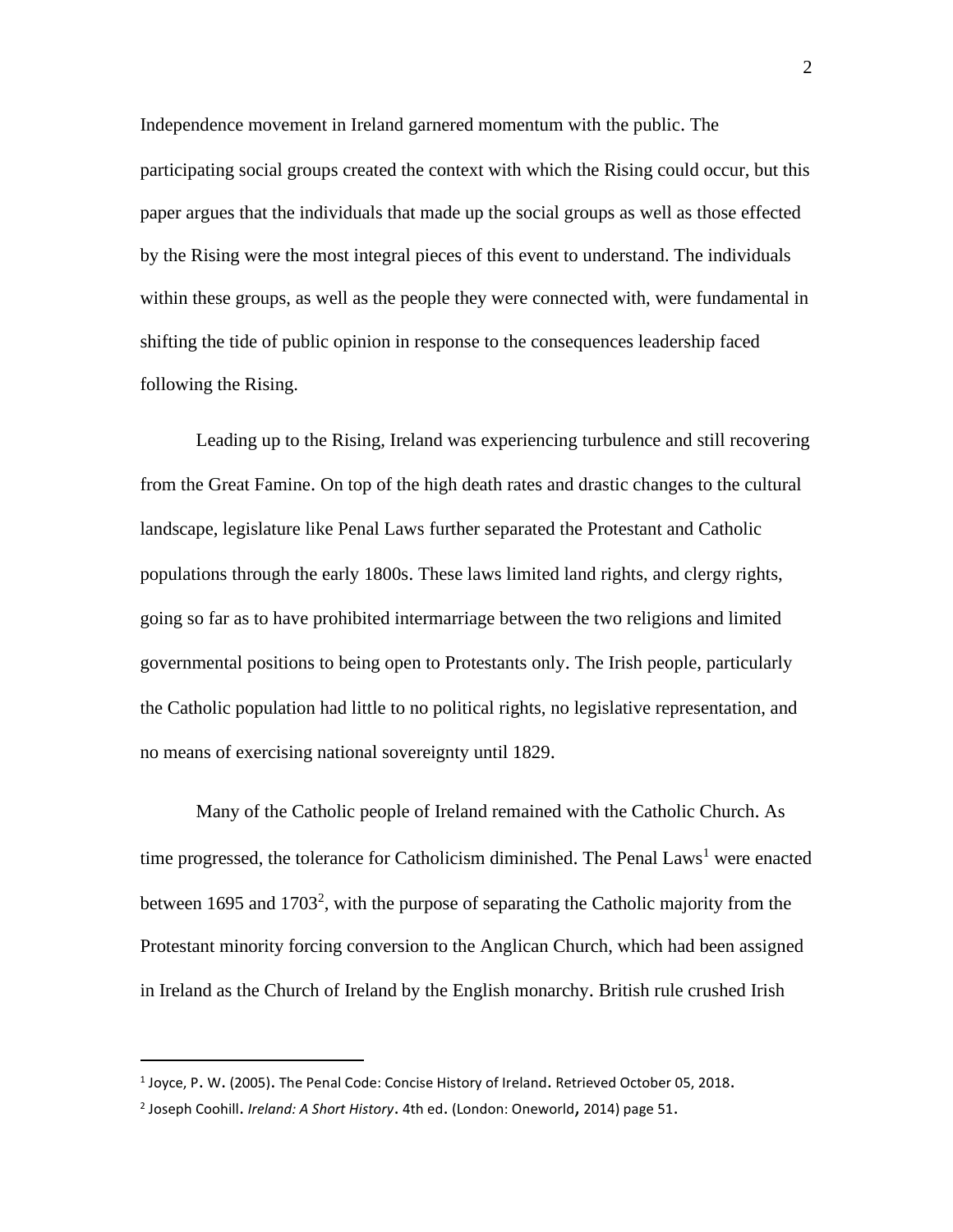Independence movement in Ireland garnered momentum with the public. The participating social groups created the context with which the Rising could occur, but this paper argues that the individuals that made up the social groups as well as those effected by the Rising were the most integral pieces of this event to understand. The individuals within these groups, as well as the people they were connected with, were fundamental in shifting the tide of public opinion in response to the consequences leadership faced following the Rising.

Leading up to the Rising, Ireland was experiencing turbulence and still recovering from the Great Famine. On top of the high death rates and drastic changes to the cultural landscape, legislature like Penal Laws further separated the Protestant and Catholic populations through the early 1800s. These laws limited land rights, and clergy rights, going so far as to have prohibited intermarriage between the two religions and limited governmental positions to being open to Protestants only. The Irish people, particularly the Catholic population had little to no political rights, no legislative representation, and no means of exercising national sovereignty until 1829.

Many of the Catholic people of Ireland remained with the Catholic Church. As time progressed, the tolerance for Catholicism diminished. The Penal Laws[1] were enacted between 1695 and 1703[2], with the purpose of separating the Catholic majority from the Protestant minority forcing conversion to the Anglican Church, which had been assigned in Ireland as the Church of Ireland by the English monarchy. British rule crushed Irish

---

[1] Joyce, P. W. (2005). The Penal Code: Concise History of Ireland. Retrieved October 05, 2018.

[2] Joseph Coohill. *Ireland: A Short History*. 4th ed. (London: Oneworld, 2014) page 51.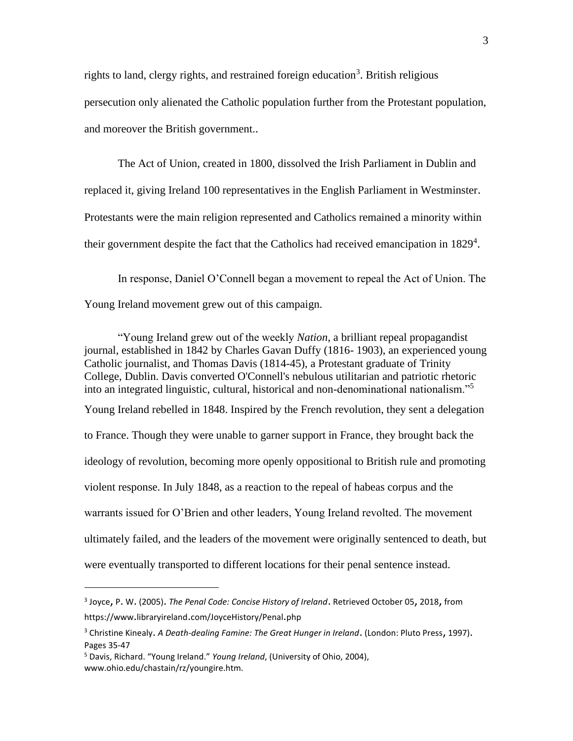rights to land, clergy rights, and restrained foreign education[3]. British religious persecution only alienated the Catholic population further from the Protestant population, and moreover the British government..

The Act of Union, created in 1800, dissolved the Irish Parliament in Dublin and replaced it, giving Ireland 100 representatives in the English Parliament in Westminster. Protestants were the main religion represented and Catholics remained a minority within their government despite the fact that the Catholics had received emancipation in 1829[4].

In response, Daniel O'Connell began a movement to repeal the Act of Union. The Young Ireland movement grew out of this campaign.

> "Young Ireland grew out of the weekly *Nation*, a brilliant repeal propagandist journal, established in 1842 by Charles Gavan Duffy (1816- 1903), an experienced young Catholic journalist, and Thomas Davis (1814-45), a Protestant graduate of Trinity College, Dublin. Davis converted O'Connell's nebulous utilitarian and patriotic rhetoric into an integrated linguistic, cultural, historical and non-denominational nationalism."[5]

Young Ireland rebelled in 1848. Inspired by the French revolution, they sent a delegation to France. Though they were unable to garner support in France, they brought back the ideology of revolution, becoming more openly oppositional to British rule and promoting violent response. In July 1848, as a reaction to the repeal of habeas corpus and the warrants issued for O'Brien and other leaders, Young Ireland revolted. The movement ultimately failed, and the leaders of the movement were originally sentenced to death, but were eventually transported to different locations for their penal sentence instead.

---

[3] Joyce, P. W. (2005). *The Penal Code: Concise History of Ireland*. Retrieved October 05, 2018, from https://www.libraryireland.com/JoyceHistory/Penal.php

[3] Christine Kinealy. *A Death-dealing Famine: The Great Hunger in Ireland*. (London: Pluto Press, 1997). Pages 35-47

[5] Davis, Richard. "Young Ireland." *Young Ireland*, (University of Ohio, 2004), www.ohio.edu/chastain/rz/youngire.htm.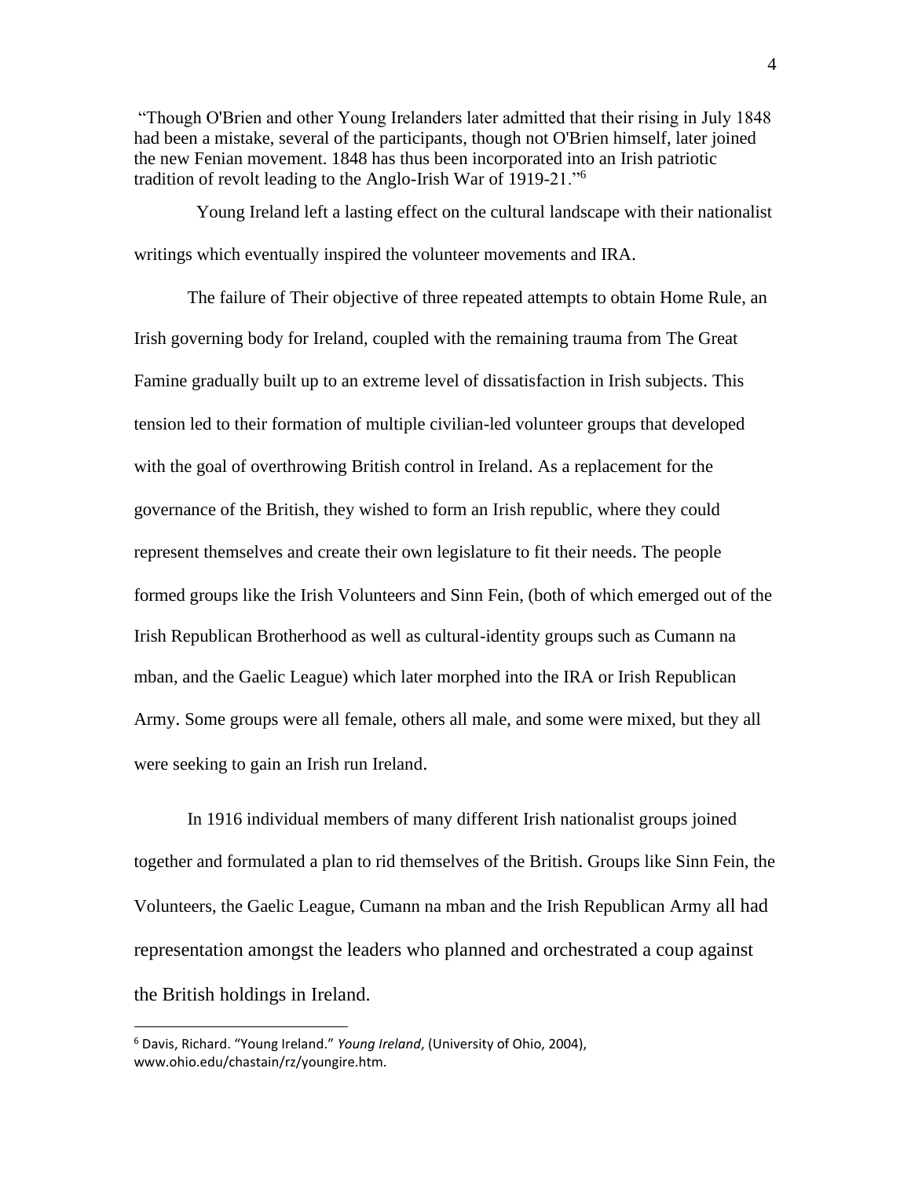"Though O'Brien and other Young Irelanders later admitted that their rising in July 1848 had been a mistake, several of the participants, though not O'Brien himself, later joined the new Fenian movement. 1848 has thus been incorporated into an Irish patriotic tradition of revolt leading to the Anglo-Irish War of 1919-21."[6]

Young Ireland left a lasting effect on the cultural landscape with their nationalist writings which eventually inspired the volunteer movements and IRA.

The failure of Their objective of three repeated attempts to obtain Home Rule, an Irish governing body for Ireland, coupled with the remaining trauma from The Great Famine gradually built up to an extreme level of dissatisfaction in Irish subjects. This tension led to their formation of multiple civilian-led volunteer groups that developed with the goal of overthrowing British control in Ireland. As a replacement for the governance of the British, they wished to form an Irish republic, where they could represent themselves and create their own legislature to fit their needs. The people formed groups like the Irish Volunteers and Sinn Fein, (both of which emerged out of the Irish Republican Brotherhood as well as cultural-identity groups such as Cumann na mban, and the Gaelic League) which later morphed into the IRA or Irish Republican Army. Some groups were all female, others all male, and some were mixed, but they all were seeking to gain an Irish run Ireland.

In 1916 individual members of many different Irish nationalist groups joined together and formulated a plan to rid themselves of the British. Groups like Sinn Fein, the Volunteers, the Gaelic League, Cumann na mban and the Irish Republican Army all had representation amongst the leaders who planned and orchestrated a coup against the British holdings in Ireland.

[6] Davis, Richard. "Young Ireland." *Young Ireland*, (University of Ohio, 2004), www.ohio.edu/chastain/rz/youngire.htm.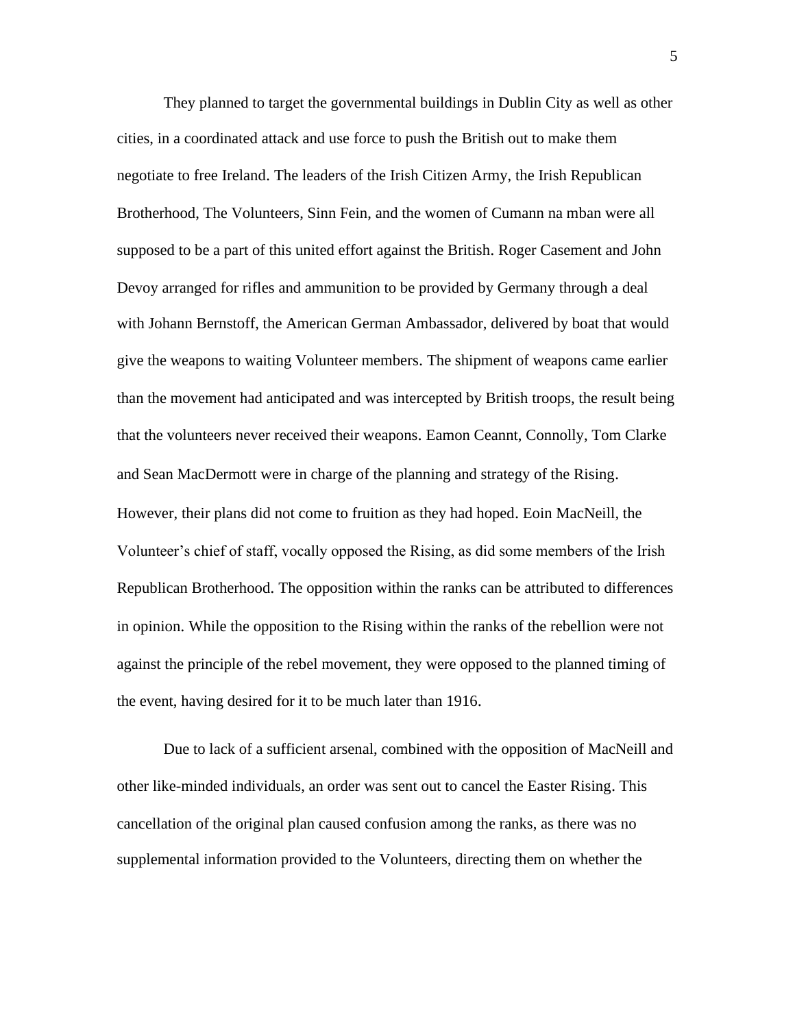They planned to target the governmental buildings in Dublin City as well as other cities, in a coordinated attack and use force to push the British out to make them negotiate to free Ireland. The leaders of the Irish Citizen Army, the Irish Republican Brotherhood, The Volunteers, Sinn Fein, and the women of Cumann na mban were all supposed to be a part of this united effort against the British. Roger Casement and John Devoy arranged for rifles and ammunition to be provided by Germany through a deal with Johann Bernstoff, the American German Ambassador, delivered by boat that would give the weapons to waiting Volunteer members. The shipment of weapons came earlier than the movement had anticipated and was intercepted by British troops, the result being that the volunteers never received their weapons. Eamon Ceannt, Connolly, Tom Clarke and Sean MacDermott were in charge of the planning and strategy of the Rising. However, their plans did not come to fruition as they had hoped. Eoin MacNeill, the Volunteer's chief of staff, vocally opposed the Rising, as did some members of the Irish Republican Brotherhood. The opposition within the ranks can be attributed to differences in opinion. While the opposition to the Rising within the ranks of the rebellion were not against the principle of the rebel movement, they were opposed to the planned timing of the event, having desired for it to be much later than 1916.

Due to lack of a sufficient arsenal, combined with the opposition of MacNeill and other like-minded individuals, an order was sent out to cancel the Easter Rising. This cancellation of the original plan caused confusion among the ranks, as there was no supplemental information provided to the Volunteers, directing them on whether the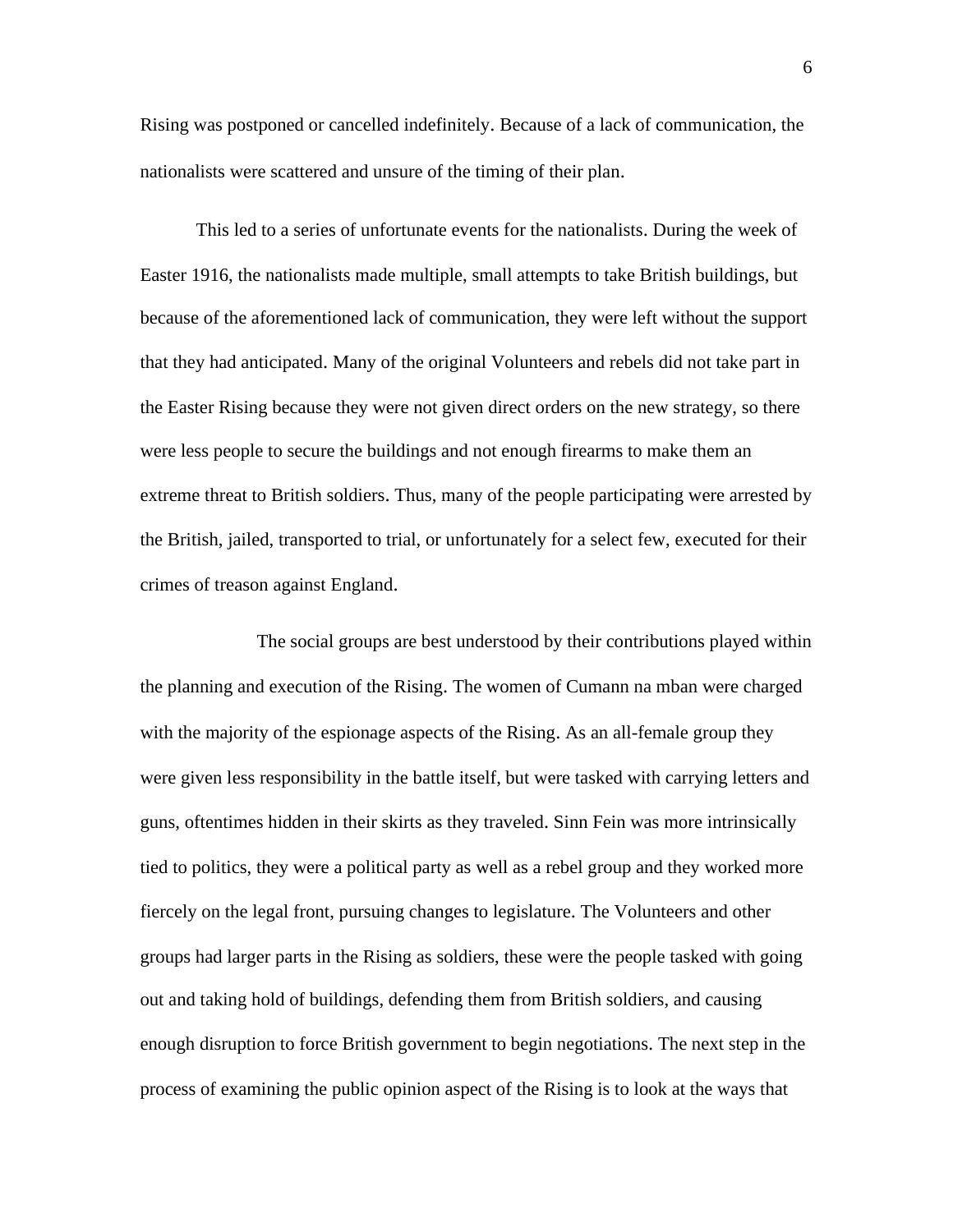Rising was postponed or cancelled indefinitely. Because of a lack of communication, the nationalists were scattered and unsure of the timing of their plan.

This led to a series of unfortunate events for the nationalists. During the week of Easter 1916, the nationalists made multiple, small attempts to take British buildings, but because of the aforementioned lack of communication, they were left without the support that they had anticipated. Many of the original Volunteers and rebels did not take part in the Easter Rising because they were not given direct orders on the new strategy, so there were less people to secure the buildings and not enough firearms to make them an extreme threat to British soldiers. Thus, many of the people participating were arrested by the British, jailed, transported to trial, or unfortunately for a select few, executed for their crimes of treason against England.

The social groups are best understood by their contributions played within the planning and execution of the Rising. The women of Cumann na mban were charged with the majority of the espionage aspects of the Rising. As an all-female group they were given less responsibility in the battle itself, but were tasked with carrying letters and guns, oftentimes hidden in their skirts as they traveled. Sinn Fein was more intrinsically tied to politics, they were a political party as well as a rebel group and they worked more fiercely on the legal front, pursuing changes to legislature. The Volunteers and other groups had larger parts in the Rising as soldiers, these were the people tasked with going out and taking hold of buildings, defending them from British soldiers, and causing enough disruption to force British government to begin negotiations. The next step in the process of examining the public opinion aspect of the Rising is to look at the ways that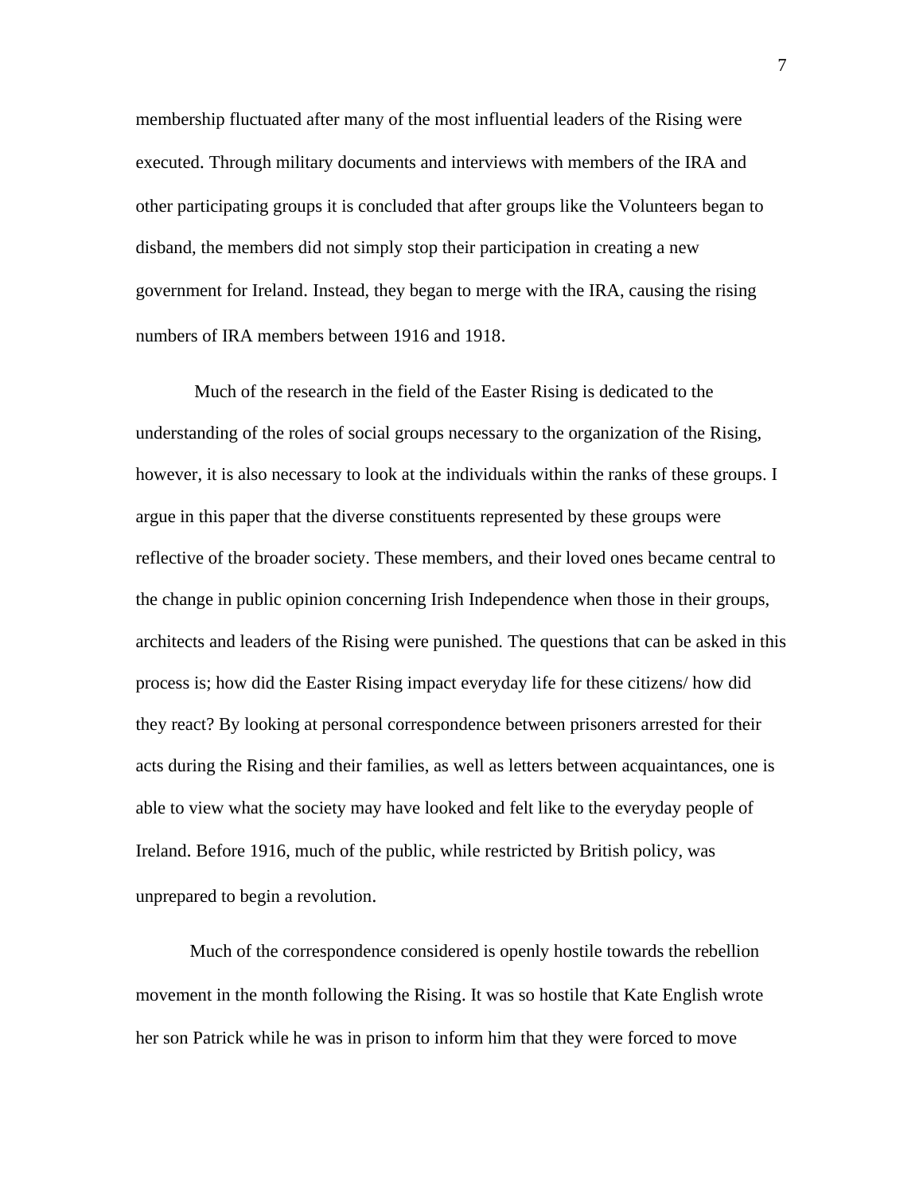membership fluctuated after many of the most influential leaders of the Rising were executed. Through military documents and interviews with members of the IRA and other participating groups it is concluded that after groups like the Volunteers began to disband, the members did not simply stop their participation in creating a new government for Ireland. Instead, they began to merge with the IRA, causing the rising numbers of IRA members between 1916 and 1918.

Much of the research in the field of the Easter Rising is dedicated to the understanding of the roles of social groups necessary to the organization of the Rising, however, it is also necessary to look at the individuals within the ranks of these groups. I argue in this paper that the diverse constituents represented by these groups were reflective of the broader society. These members, and their loved ones became central to the change in public opinion concerning Irish Independence when those in their groups, architects and leaders of the Rising were punished. The questions that can be asked in this process is; how did the Easter Rising impact everyday life for these citizens/ how did they react? By looking at personal correspondence between prisoners arrested for their acts during the Rising and their families, as well as letters between acquaintances, one is able to view what the society may have looked and felt like to the everyday people of Ireland. Before 1916, much of the public, while restricted by British policy, was unprepared to begin a revolution.

Much of the correspondence considered is openly hostile towards the rebellion movement in the month following the Rising. It was so hostile that Kate English wrote her son Patrick while he was in prison to inform him that they were forced to move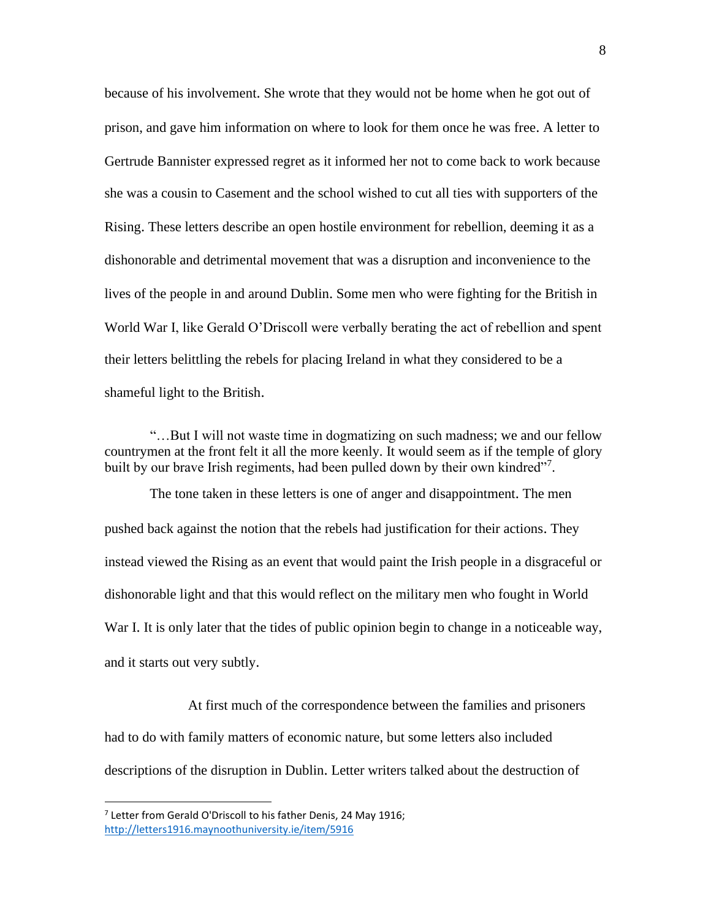because of his involvement. She wrote that they would not be home when he got out of prison, and gave him information on where to look for them once he was free. A letter to Gertrude Bannister expressed regret as it informed her not to come back to work because she was a cousin to Casement and the school wished to cut all ties with supporters of the Rising. These letters describe an open hostile environment for rebellion, deeming it as a dishonorable and detrimental movement that was a disruption and inconvenience to the lives of the people in and around Dublin. Some men who were fighting for the British in World War I, like Gerald O'Driscoll were verbally berating the act of rebellion and spent their letters belittling the rebels for placing Ireland in what they considered to be a shameful light to the British.

> "…But I will not waste time in dogmatizing on such madness; we and our fellow countrymen at the front felt it all the more keenly. It would seem as if the temple of glory built by our brave Irish regiments, had been pulled down by their own kindred"[7].

The tone taken in these letters is one of anger and disappointment. The men pushed back against the notion that the rebels had justification for their actions. They instead viewed the Rising as an event that would paint the Irish people in a disgraceful or dishonorable light and that this would reflect on the military men who fought in World War I. It is only later that the tides of public opinion begin to change in a noticeable way, and it starts out very subtly.

At first much of the correspondence between the families and prisoners had to do with family matters of economic nature, but some letters also included descriptions of the disruption in Dublin. Letter writers talked about the destruction of

---

[7] Letter from Gerald O'Driscoll to his father Denis, 24 May 1916; http://letters1916.maynoothuniversity.ie/item/5916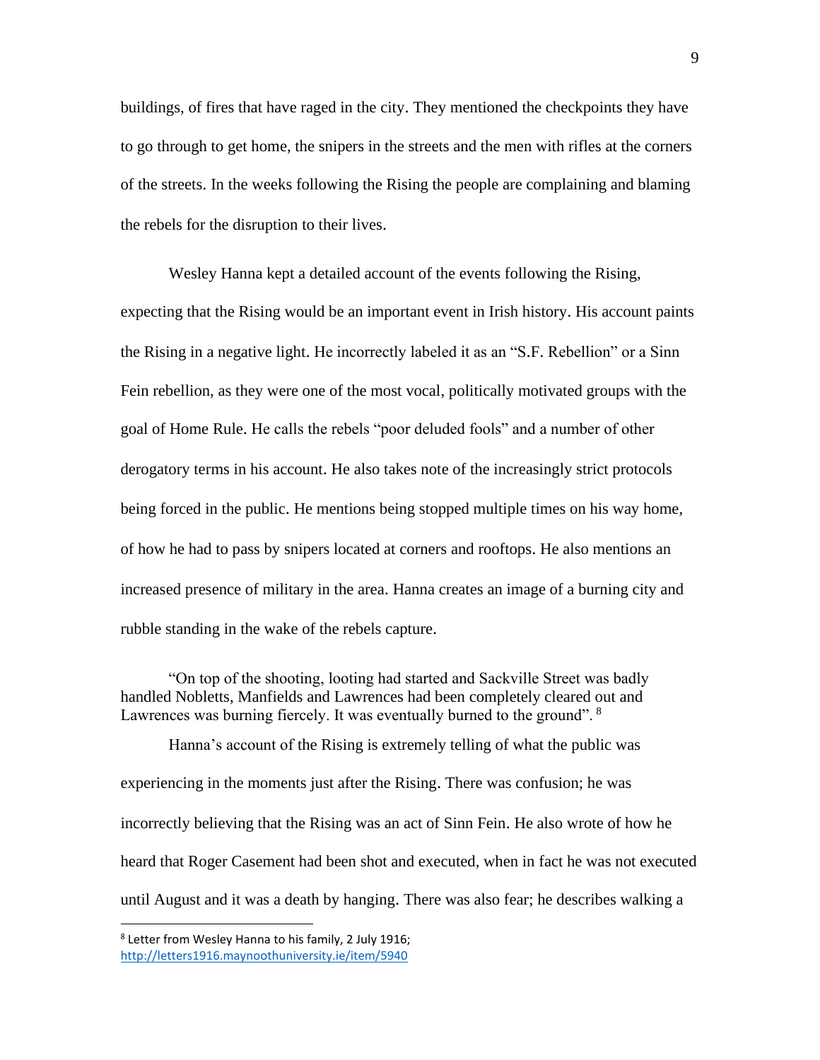buildings, of fires that have raged in the city. They mentioned the checkpoints they have to go through to get home, the snipers in the streets and the men with rifles at the corners of the streets. In the weeks following the Rising the people are complaining and blaming the rebels for the disruption to their lives.

Wesley Hanna kept a detailed account of the events following the Rising, expecting that the Rising would be an important event in Irish history. His account paints the Rising in a negative light. He incorrectly labeled it as an "S.F. Rebellion" or a Sinn Fein rebellion, as they were one of the most vocal, politically motivated groups with the goal of Home Rule. He calls the rebels "poor deluded fools" and a number of other derogatory terms in his account. He also takes note of the increasingly strict protocols being forced in the public. He mentions being stopped multiple times on his way home, of how he had to pass by snipers located at corners and rooftops. He also mentions an increased presence of military in the area. Hanna creates an image of a burning city and rubble standing in the wake of the rebels capture.

> "On top of the shooting, looting had started and Sackville Street was badly handled Nobletts, Manfields and Lawrences had been completely cleared out and Lawrences was burning fiercely. It was eventually burned to the ground". [8]

Hanna's account of the Rising is extremely telling of what the public was experiencing in the moments just after the Rising. There was confusion; he was incorrectly believing that the Rising was an act of Sinn Fein. He also wrote of how he heard that Roger Casement had been shot and executed, when in fact he was not executed until August and it was a death by hanging. There was also fear; he describes walking a

[8] Letter from Wesley Hanna to his family, 2 July 1916; http://letters1916.maynoothuniversity.ie/item/5940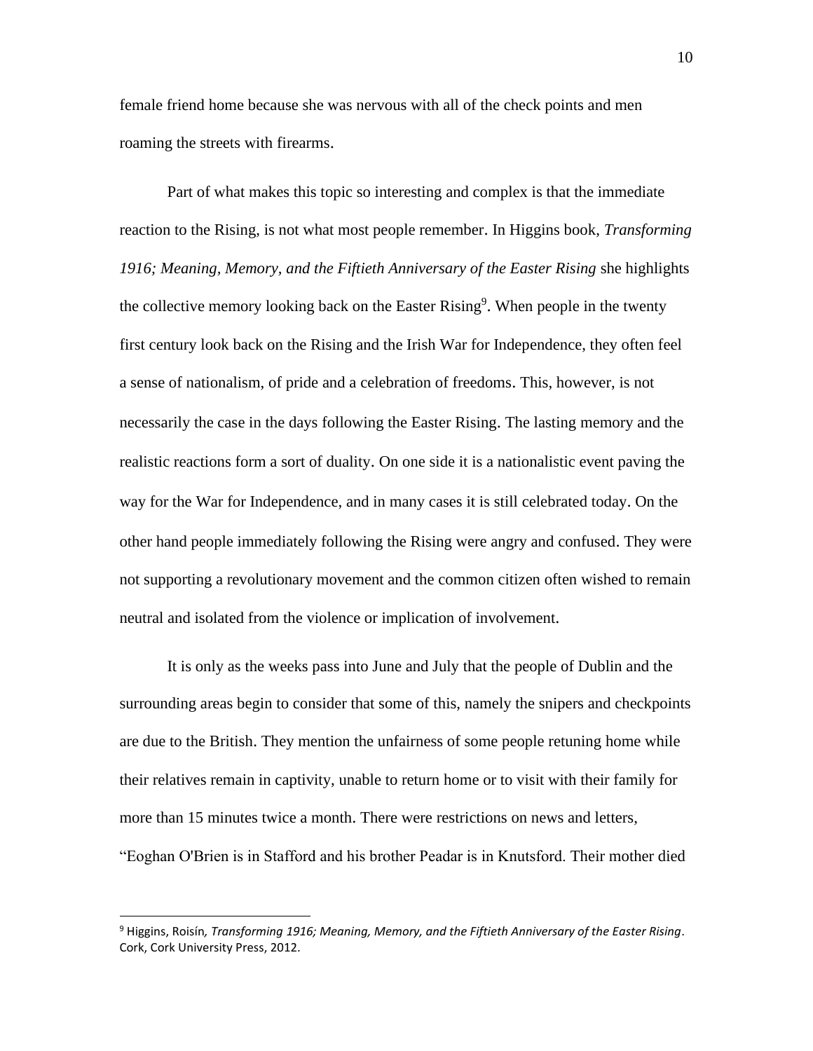female friend home because she was nervous with all of the check points and men roaming the streets with firearms.

Part of what makes this topic so interesting and complex is that the immediate reaction to the Rising, is not what most people remember. In Higgins book, *Transforming 1916; Meaning, Memory, and the Fiftieth Anniversary of the Easter Rising* she highlights the collective memory looking back on the Easter Rising[9]. When people in the twenty first century look back on the Rising and the Irish War for Independence, they often feel a sense of nationalism, of pride and a celebration of freedoms. This, however, is not necessarily the case in the days following the Easter Rising. The lasting memory and the realistic reactions form a sort of duality. On one side it is a nationalistic event paving the way for the War for Independence, and in many cases it is still celebrated today. On the other hand people immediately following the Rising were angry and confused. They were not supporting a revolutionary movement and the common citizen often wished to remain neutral and isolated from the violence or implication of involvement.

It is only as the weeks pass into June and July that the people of Dublin and the surrounding areas begin to consider that some of this, namely the snipers and checkpoints are due to the British. They mention the unfairness of some people retuning home while their relatives remain in captivity, unable to return home or to visit with their family for more than 15 minutes twice a month. There were restrictions on news and letters, "Eoghan O'Brien is in Stafford and his brother Peadar is in Knutsford. Their mother died

---

[9] Higgins, Roisín*, Transforming 1916; Meaning, Memory, and the Fiftieth Anniversary of the Easter Rising*. Cork, Cork University Press, 2012.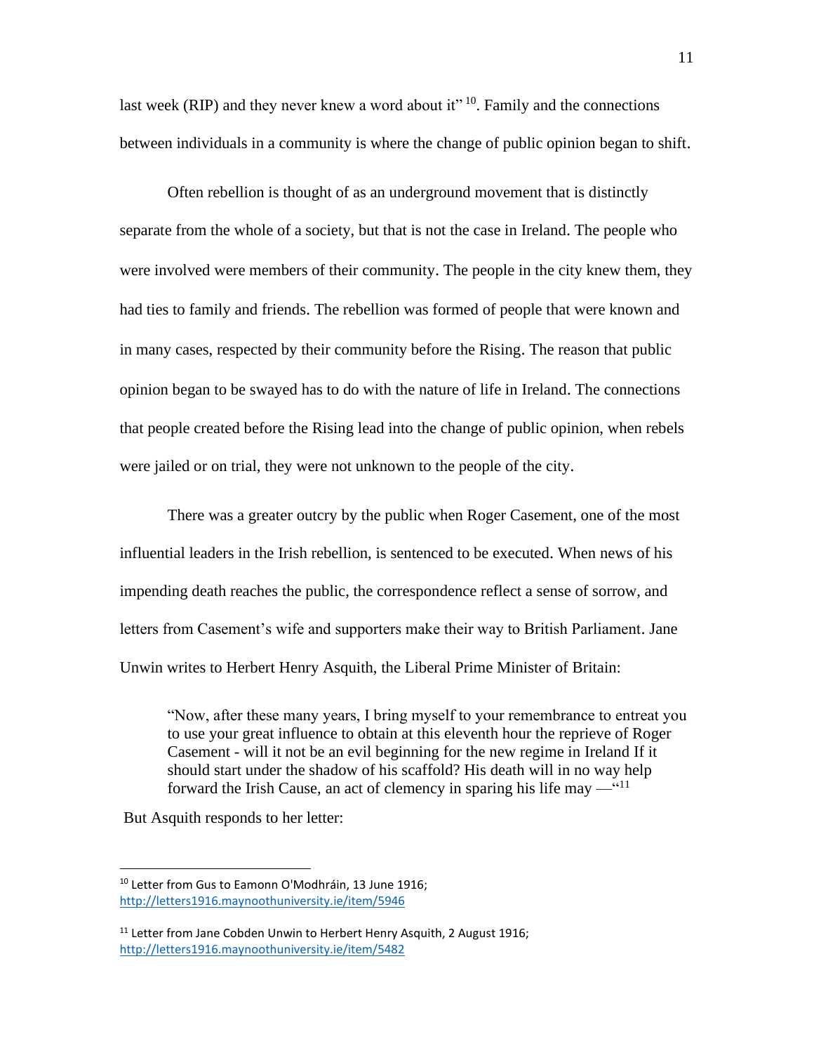last week (RIP) and they never knew a word about it" [10]. Family and the connections between individuals in a community is where the change of public opinion began to shift.

Often rebellion is thought of as an underground movement that is distinctly separate from the whole of a society, but that is not the case in Ireland. The people who were involved were members of their community. The people in the city knew them, they had ties to family and friends. The rebellion was formed of people that were known and in many cases, respected by their community before the Rising. The reason that public opinion began to be swayed has to do with the nature of life in Ireland. The connections that people created before the Rising lead into the change of public opinion, when rebels were jailed or on trial, they were not unknown to the people of the city.

There was a greater outcry by the public when Roger Casement, one of the most influential leaders in the Irish rebellion, is sentenced to be executed. When news of his impending death reaches the public, the correspondence reflect a sense of sorrow, and letters from Casement's wife and supporters make their way to British Parliament. Jane Unwin writes to Herbert Henry Asquith, the Liberal Prime Minister of Britain:

> "Now, after these many years, I bring myself to your remembrance to entreat you to use your great influence to obtain at this eleventh hour the reprieve of Roger Casement - will it not be an evil beginning for the new regime in Ireland If it should start under the shadow of his scaffold? His death will in no way help forward the Irish Cause, an act of clemency in sparing his life may —"[11]

But Asquith responds to her letter:

---

[10] Letter from Gus to Eamonn O'Modhráin, 13 June 1916; http://letters1916.maynoothuniversity.ie/item/5946

[11] Letter from Jane Cobden Unwin to Herbert Henry Asquith, 2 August 1916; http://letters1916.maynoothuniversity.ie/item/5482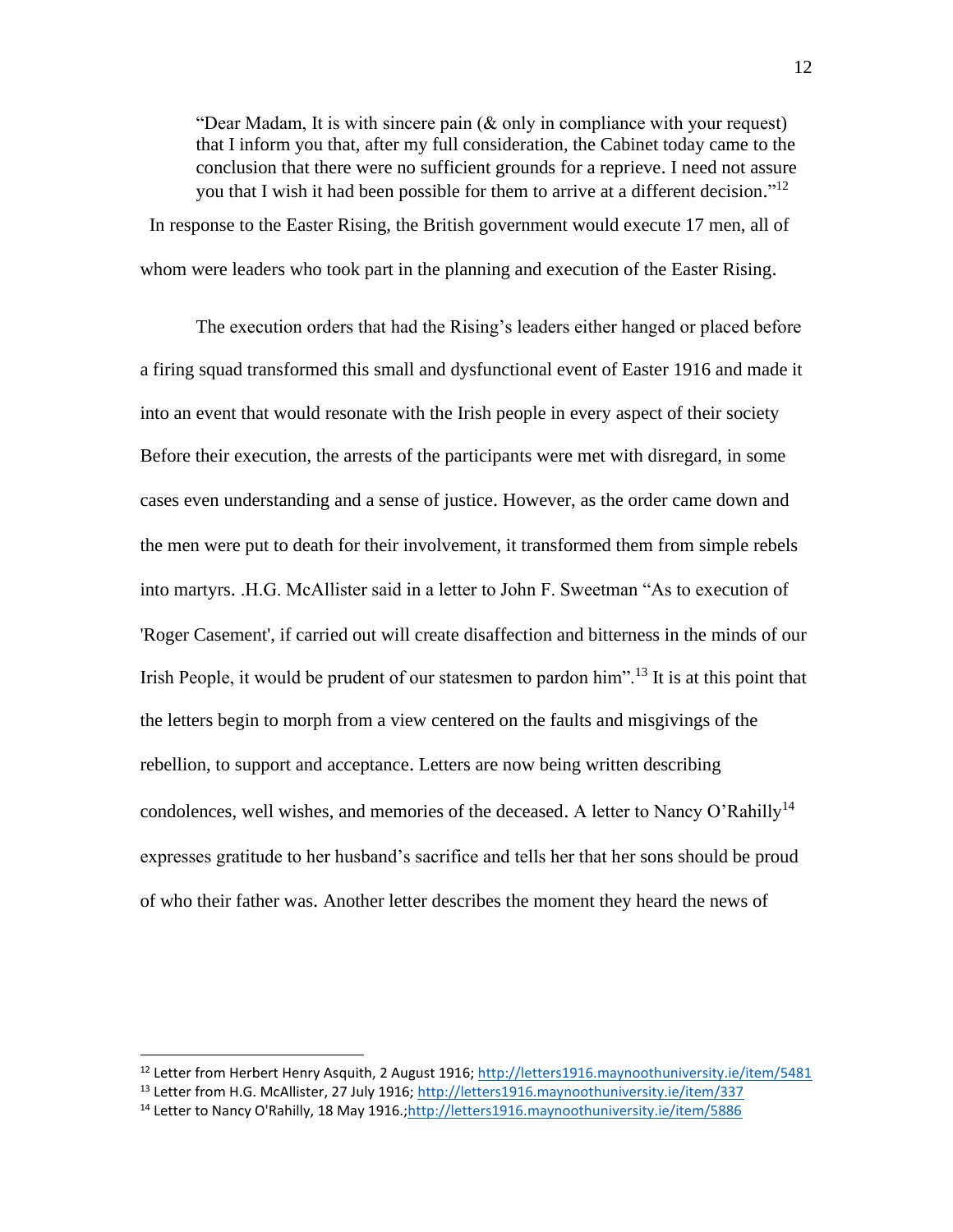> "Dear Madam, It is with sincere pain (& only in compliance with your request) that I inform you that, after my full consideration, the Cabinet today came to the conclusion that there were no sufficient grounds for a reprieve. I need not assure you that I wish it had been possible for them to arrive at a different decision."[12]

In response to the Easter Rising, the British government would execute 17 men, all of whom were leaders who took part in the planning and execution of the Easter Rising.

The execution orders that had the Rising's leaders either hanged or placed before a firing squad transformed this small and dysfunctional event of Easter 1916 and made it into an event that would resonate with the Irish people in every aspect of their society Before their execution, the arrests of the participants were met with disregard, in some cases even understanding and a sense of justice. However, as the order came down and the men were put to death for their involvement, it transformed them from simple rebels into martyrs. .H.G. McAllister said in a letter to John F. Sweetman "As to execution of 'Roger Casement', if carried out will create disaffection and bitterness in the minds of our Irish People, it would be prudent of our statesmen to pardon him".[13] It is at this point that the letters begin to morph from a view centered on the faults and misgivings of the rebellion, to support and acceptance. Letters are now being written describing condolences, well wishes, and memories of the deceased. A letter to Nancy O'Rahilly[14] expresses gratitude to her husband's sacrifice and tells her that her sons should be proud of who their father was. Another letter describes the moment they heard the news of

---

[12] Letter from Herbert Henry Asquith, 2 August 1916; http://letters1916.maynoothuniversity.ie/item/5481

[13] Letter from H.G. McAllister, 27 July 1916; http://letters1916.maynoothuniversity.ie/item/337

[14] Letter to Nancy O'Rahilly, 18 May 1916.;http://letters1916.maynoothuniversity.ie/item/5886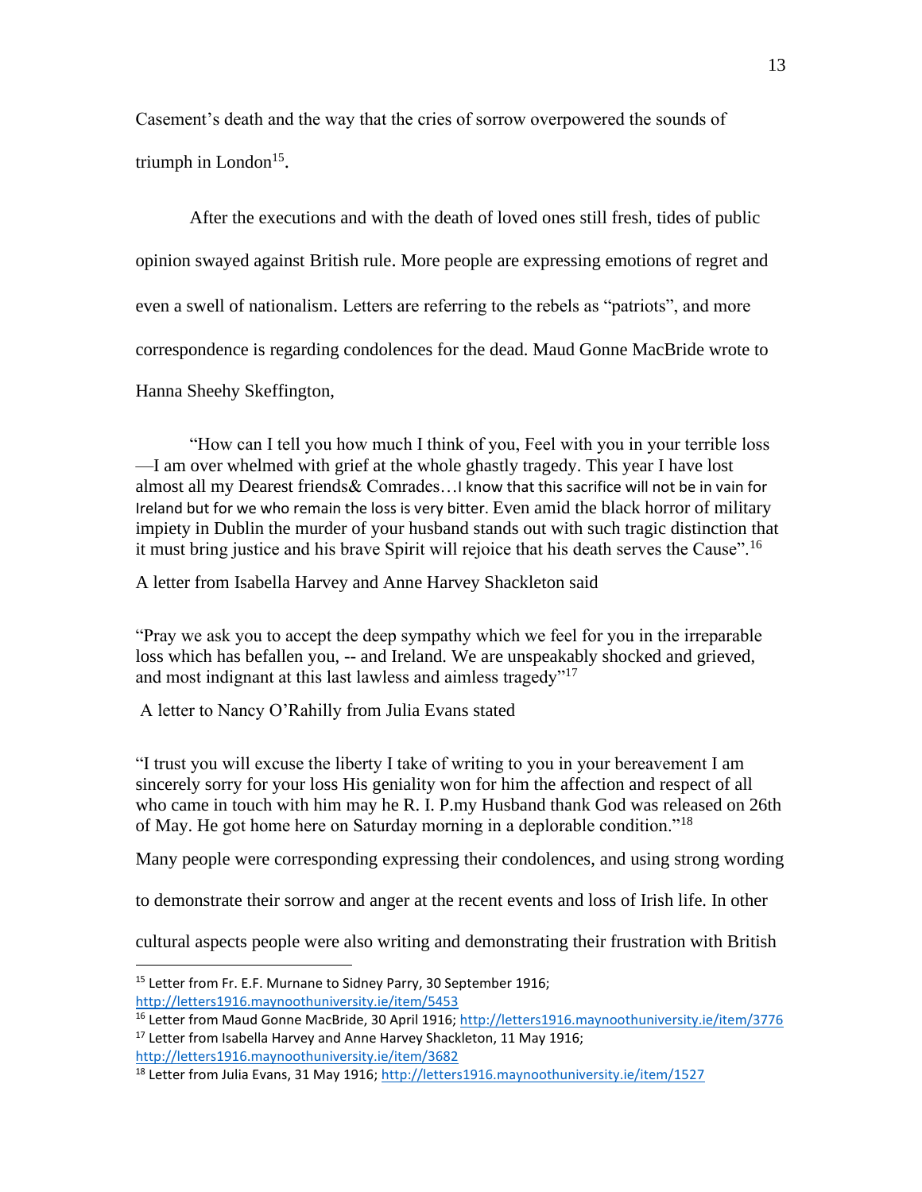Casement's death and the way that the cries of sorrow overpowered the sounds of triumph in London[15].

After the executions and with the death of loved ones still fresh, tides of public opinion swayed against British rule. More people are expressing emotions of regret and even a swell of nationalism. Letters are referring to the rebels as "patriots", and more correspondence is regarding condolences for the dead. Maud Gonne MacBride wrote to Hanna Sheehy Skeffington,

> "How can I tell you how much I think of you, Feel with you in your terrible loss —I am over whelmed with grief at the whole ghastly tragedy. This year I have lost almost all my Dearest friends& Comrades…I know that this sacrifice will not be in vain for Ireland but for we who remain the loss is very bitter. Even amid the black horror of military impiety in Dublin the murder of your husband stands out with such tragic distinction that it must bring justice and his brave Spirit will rejoice that his death serves the Cause".[16]

A letter from Isabella Harvey and Anne Harvey Shackleton said

> "Pray we ask you to accept the deep sympathy which we feel for you in the irreparable loss which has befallen you, -- and Ireland. We are unspeakably shocked and grieved, and most indignant at this last lawless and aimless tragedy"[17]

A letter to Nancy O'Rahilly from Julia Evans stated

> "I trust you will excuse the liberty I take of writing to you in your bereavement I am sincerely sorry for your loss His geniality won for him the affection and respect of all who came in touch with him may he R. I. P.my Husband thank God was released on 26th of May. He got home here on Saturday morning in a deplorable condition."[18]

Many people were corresponding expressing their condolences, and using strong wording to demonstrate their sorrow and anger at the recent events and loss of Irish life. In other cultural aspects people were also writing and demonstrating their frustration with British

---

[15] Letter from Fr. E.F. Murnane to Sidney Parry, 30 September 1916; http://letters1916.maynoothuniversity.ie/item/5453

[16] Letter from Maud Gonne MacBride, 30 April 1916; http://letters1916.maynoothuniversity.ie/item/3776

[17] Letter from Isabella Harvey and Anne Harvey Shackleton, 11 May 1916; http://letters1916.maynoothuniversity.ie/item/3682

[18] Letter from Julia Evans, 31 May 1916; http://letters1916.maynoothuniversity.ie/item/1527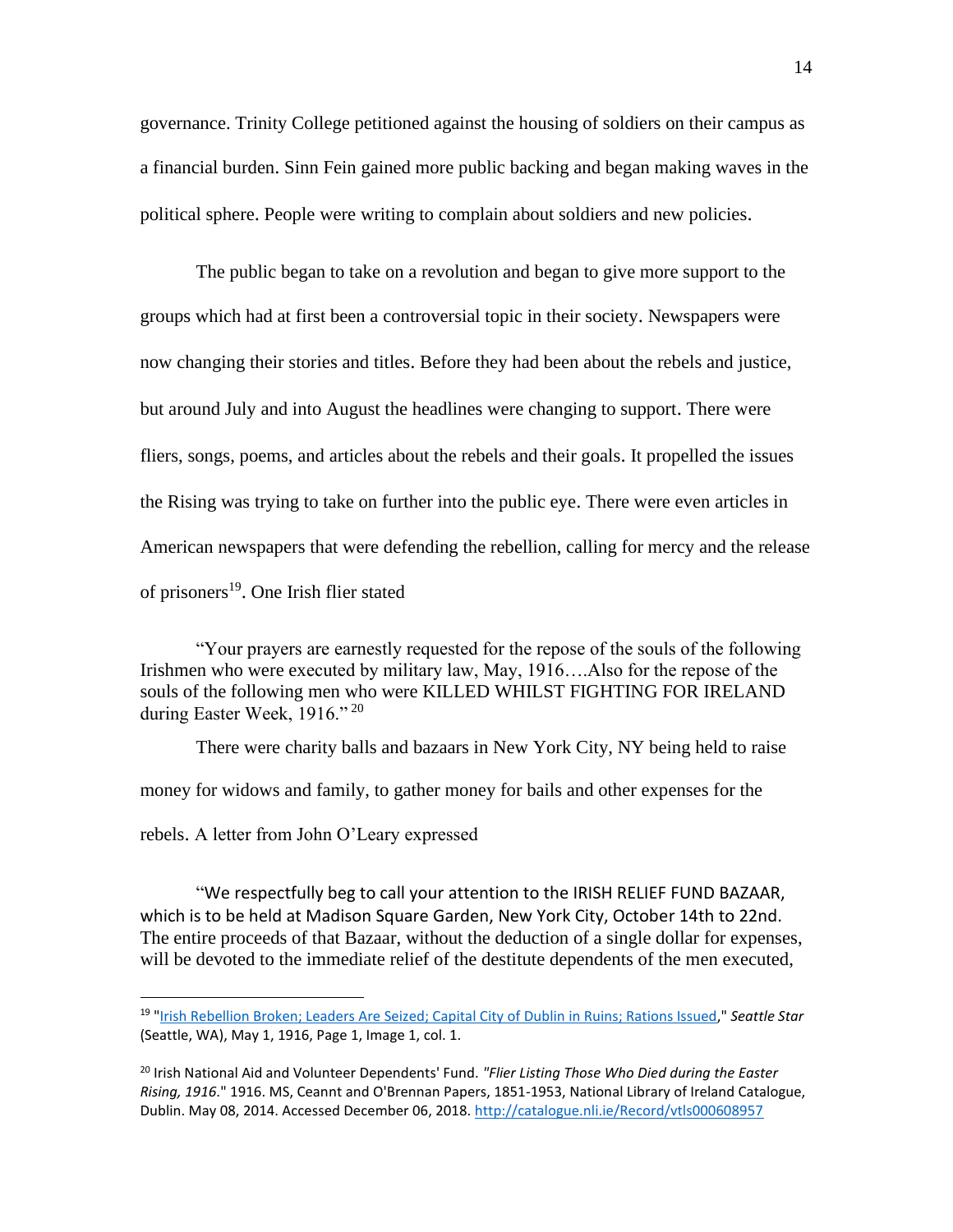governance. Trinity College petitioned against the housing of soldiers on their campus as a financial burden. Sinn Fein gained more public backing and began making waves in the political sphere. People were writing to complain about soldiers and new policies.

The public began to take on a revolution and began to give more support to the groups which had at first been a controversial topic in their society. Newspapers were now changing their stories and titles. Before they had been about the rebels and justice, but around July and into August the headlines were changing to support. There were fliers, songs, poems, and articles about the rebels and their goals. It propelled the issues the Rising was trying to take on further into the public eye. There were even articles in American newspapers that were defending the rebellion, calling for mercy and the release of prisoners[19]. One Irish flier stated

> "Your prayers are earnestly requested for the repose of the souls of the following Irishmen who were executed by military law, May, 1916….Also for the repose of the souls of the following men who were KILLED WHILST FIGHTING FOR IRELAND during Easter Week, 1916."[20]

There were charity balls and bazaars in New York City, NY being held to raise money for widows and family, to gather money for bails and other expenses for the rebels. A letter from John O'Leary expressed

> "We respectfully beg to call your attention to the IRISH RELIEF FUND BAZAAR, which is to be held at Madison Square Garden, New York City, October 14th to 22nd. The entire proceeds of that Bazaar, without the deduction of a single dollar for expenses, will be devoted to the immediate relief of the destitute dependents of the men executed,

---

[19] "Irish Rebellion Broken; Leaders Are Seized; Capital City of Dublin in Ruins; Rations Issued," *Seattle Star* (Seattle, WA), May 1, 1916, Page 1, Image 1, col. 1.

[20] Irish National Aid and Volunteer Dependents' Fund. *"Flier Listing Those Who Died during the Easter Rising, 1916*." 1916. MS, Ceannt and O'Brennan Papers, 1851-1953, National Library of Ireland Catalogue, Dublin. May 08, 2014. Accessed December 06, 2018. http://catalogue.nli.ie/Record/vtls000608957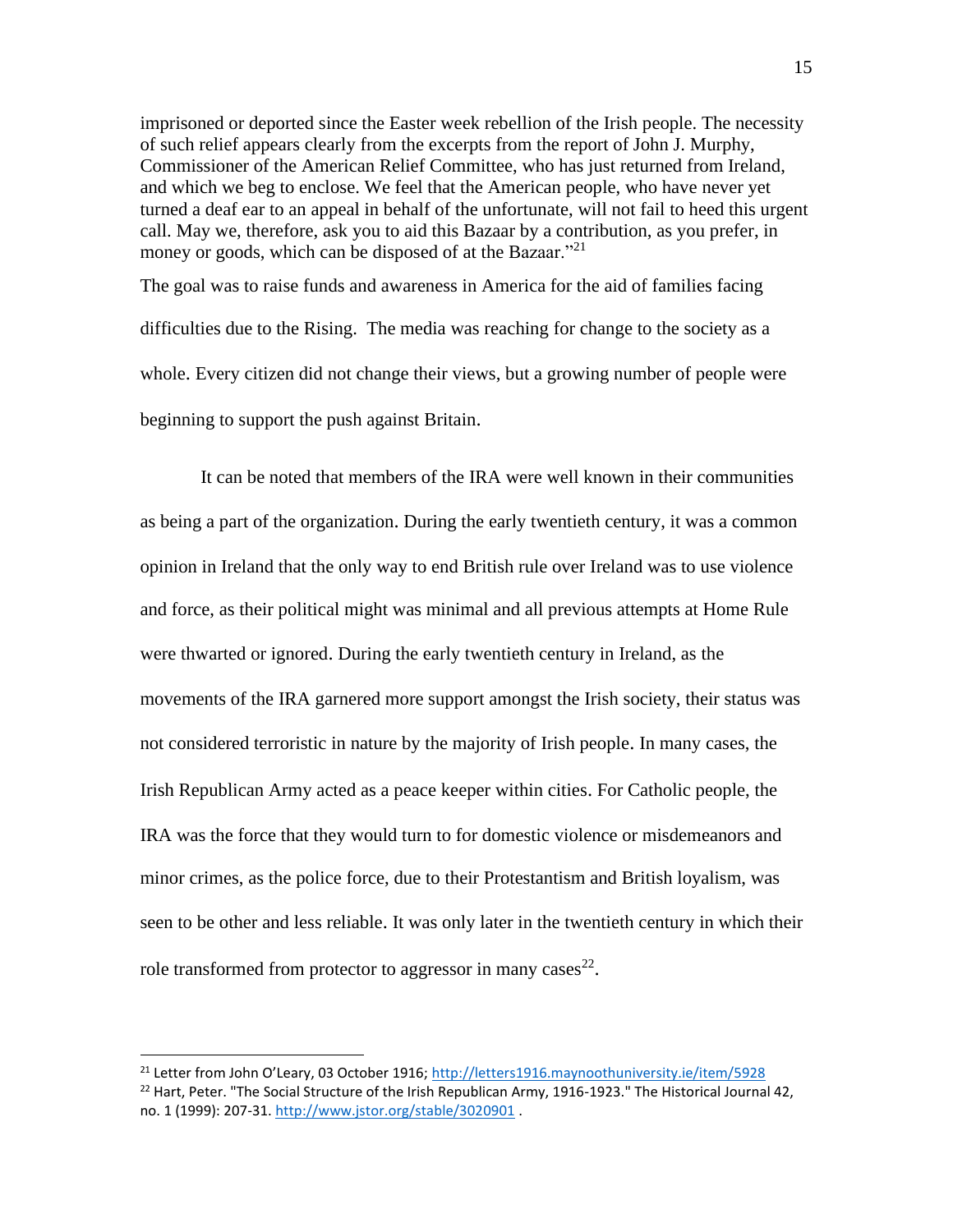imprisoned or deported since the Easter week rebellion of the Irish people. The necessity of such relief appears clearly from the excerpts from the report of John J. Murphy, Commissioner of the American Relief Committee, who has just returned from Ireland, and which we beg to enclose. We feel that the American people, who have never yet turned a deaf ear to an appeal in behalf of the unfortunate, will not fail to heed this urgent call. May we, therefore, ask you to aid this Bazaar by a contribution, as you prefer, in money or goods, which can be disposed of at the Bazaar."[21]

The goal was to raise funds and awareness in America for the aid of families facing difficulties due to the Rising. The media was reaching for change to the society as a whole. Every citizen did not change their views, but a growing number of people were beginning to support the push against Britain.

It can be noted that members of the IRA were well known in their communities as being a part of the organization. During the early twentieth century, it was a common opinion in Ireland that the only way to end British rule over Ireland was to use violence and force, as their political might was minimal and all previous attempts at Home Rule were thwarted or ignored. During the early twentieth century in Ireland, as the movements of the IRA garnered more support amongst the Irish society, their status was not considered terroristic in nature by the majority of Irish people. In many cases, the Irish Republican Army acted as a peace keeper within cities. For Catholic people, the IRA was the force that they would turn to for domestic violence or misdemeanors and minor crimes, as the police force, due to their Protestantism and British loyalism, was seen to be other and less reliable. It was only later in the twentieth century in which their role transformed from protector to aggressor in many cases[22].

---

[21] Letter from John O'Leary, 03 October 1916; http://letters1916.maynoothuniversity.ie/item/5928

[22] Hart, Peter. "The Social Structure of the Irish Republican Army, 1916-1923." The Historical Journal 42, no. 1 (1999): 207-31. http://www.jstor.org/stable/3020901 .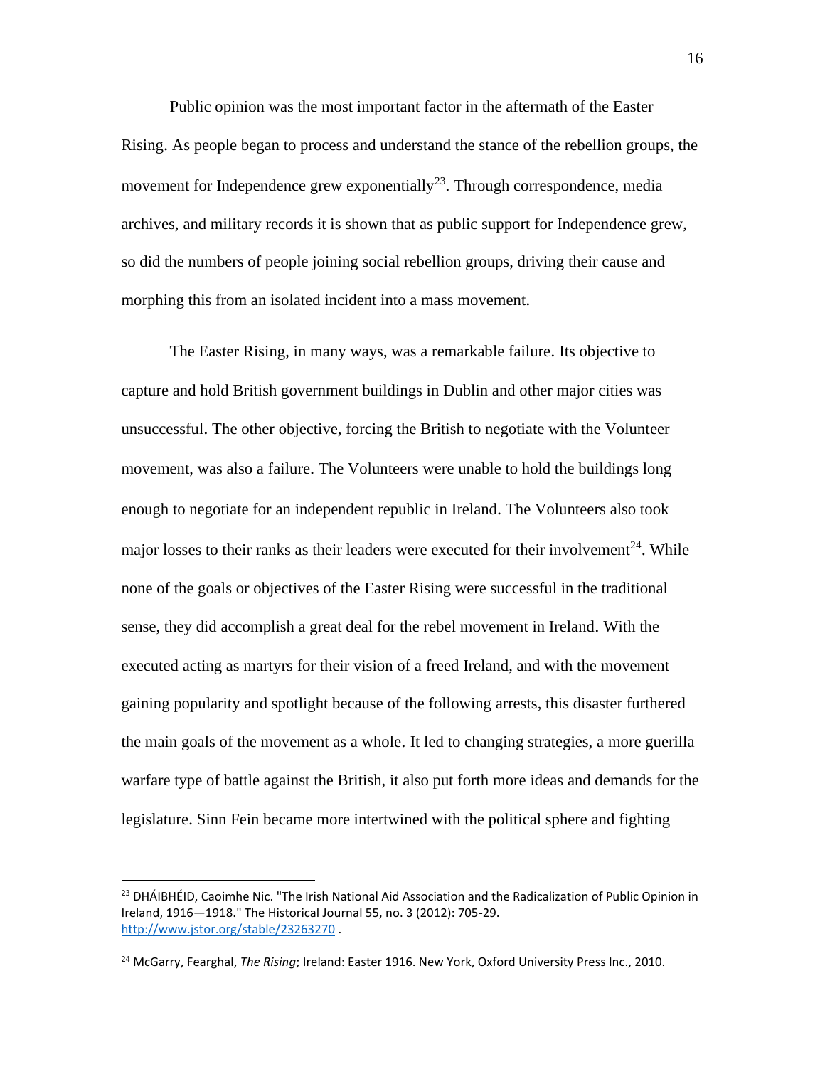Public opinion was the most important factor in the aftermath of the Easter Rising. As people began to process and understand the stance of the rebellion groups, the movement for Independence grew exponentially[23]. Through correspondence, media archives, and military records it is shown that as public support for Independence grew, so did the numbers of people joining social rebellion groups, driving their cause and morphing this from an isolated incident into a mass movement.

The Easter Rising, in many ways, was a remarkable failure. Its objective to capture and hold British government buildings in Dublin and other major cities was unsuccessful. The other objective, forcing the British to negotiate with the Volunteer movement, was also a failure. The Volunteers were unable to hold the buildings long enough to negotiate for an independent republic in Ireland. The Volunteers also took major losses to their ranks as their leaders were executed for their involvement[24]. While none of the goals or objectives of the Easter Rising were successful in the traditional sense, they did accomplish a great deal for the rebel movement in Ireland. With the executed acting as martyrs for their vision of a freed Ireland, and with the movement gaining popularity and spotlight because of the following arrests, this disaster furthered the main goals of the movement as a whole. It led to changing strategies, a more guerilla warfare type of battle against the British, it also put forth more ideas and demands for the legislature. Sinn Fein became more intertwined with the political sphere and fighting

---

[23] DHÁIBHÉID, Caoimhe Nic. "The Irish National Aid Association and the Radicalization of Public Opinion in Ireland, 1916—1918." The Historical Journal 55, no. 3 (2012): 705-29. http://www.jstor.org/stable/23263270 .

[24] McGarry, Fearghal, *The Rising*; Ireland: Easter 1916. New York, Oxford University Press Inc., 2010.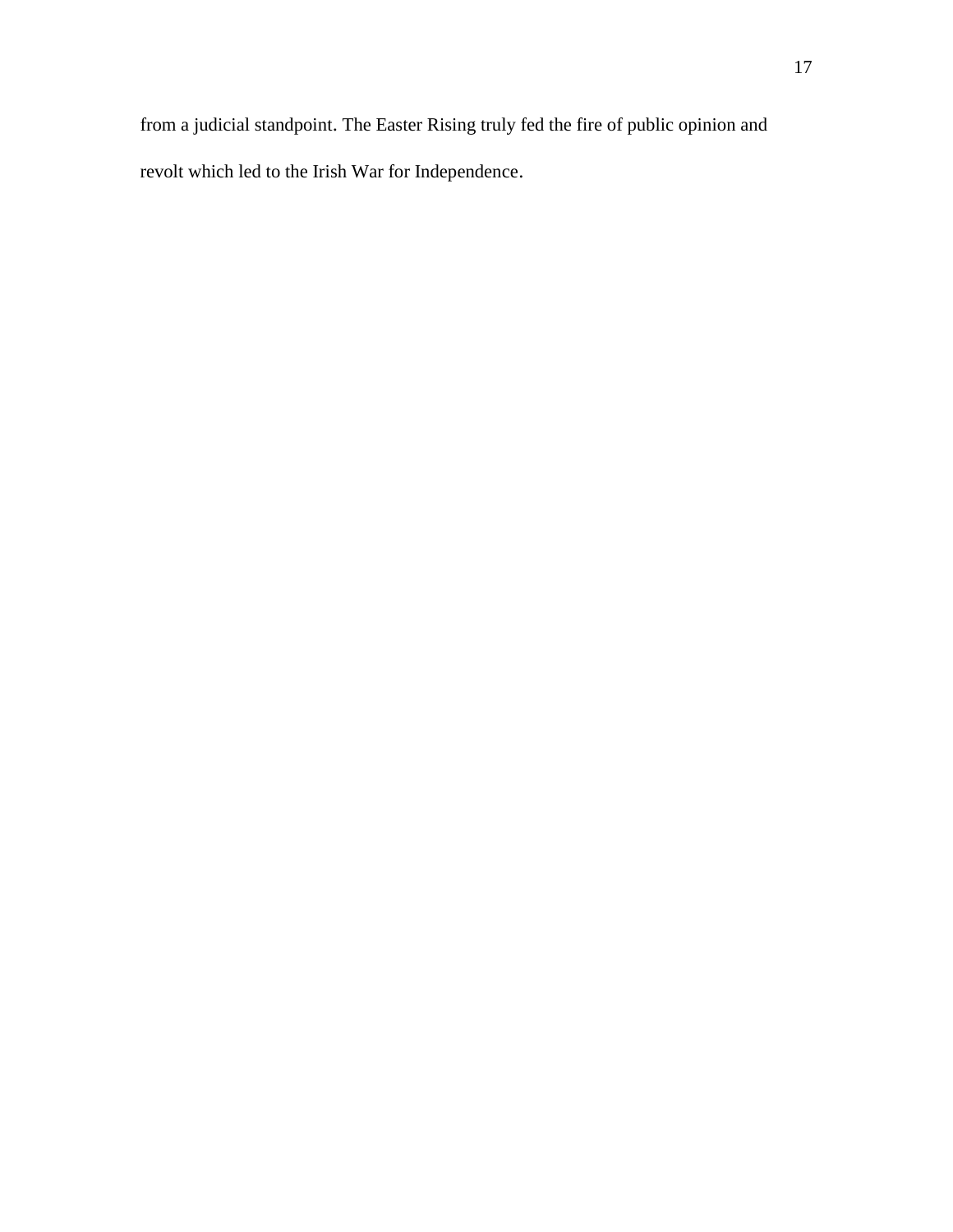from a judicial standpoint. The Easter Rising truly fed the fire of public opinion and revolt which led to the Irish War for Independence.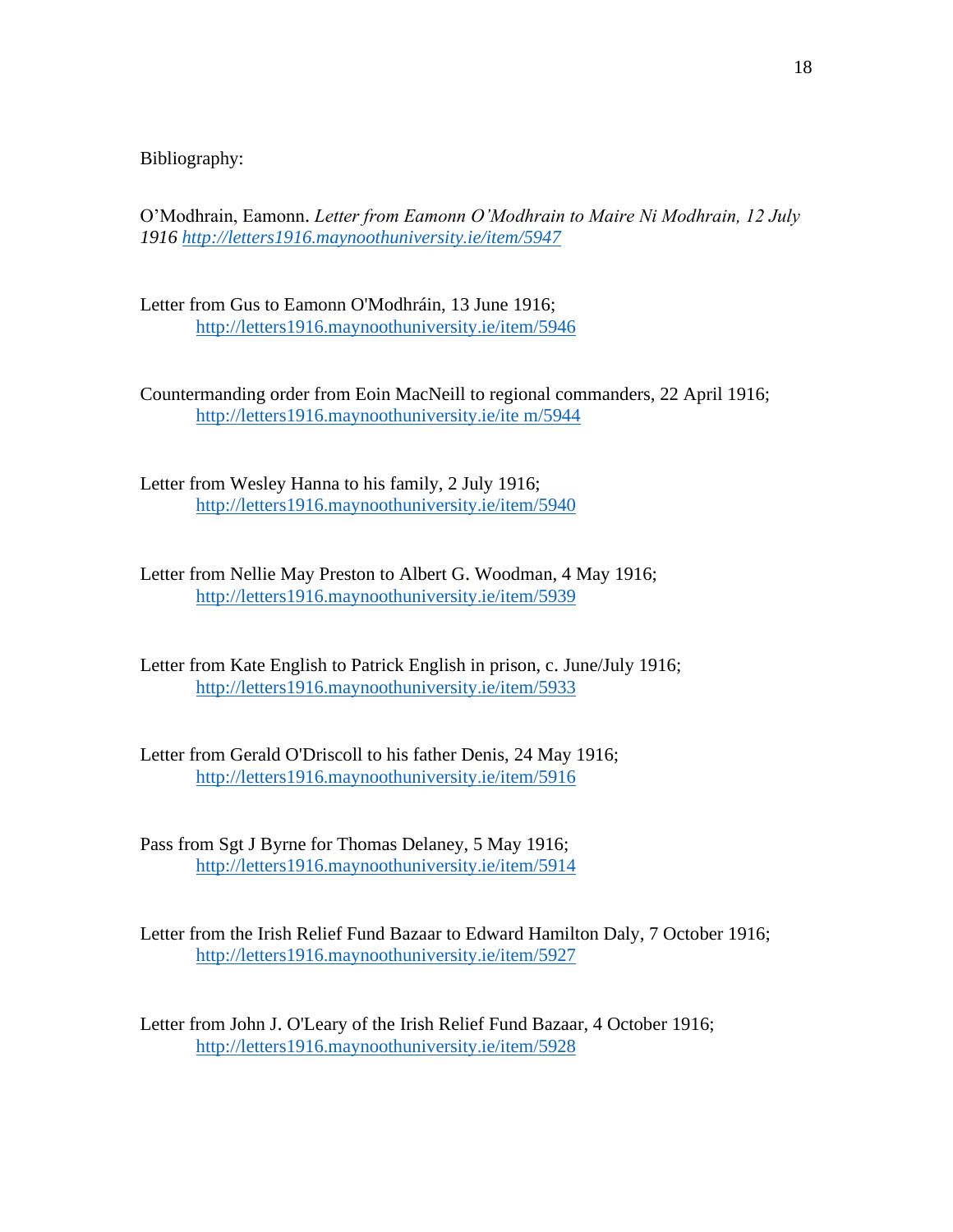Bibliography:

O’Modhrain, Eamonn. *Letter from Eamonn O’Modhrain to Maire Ni Modhrain, 12 July 1916* http://letters1916.maynoothuniversity.ie/item/5947

Letter from Gus to Eamonn O'Modhráin, 13 June 1916; http://letters1916.maynoothuniversity.ie/item/5946

Countermanding order from Eoin MacNeill to regional commanders, 22 April 1916; http://letters1916.maynoothuniversity.ie/ite m/5944

Letter from Wesley Hanna to his family, 2 July 1916; http://letters1916.maynoothuniversity.ie/item/5940

Letter from Nellie May Preston to Albert G. Woodman, 4 May 1916; http://letters1916.maynoothuniversity.ie/item/5939

Letter from Kate English to Patrick English in prison, c. June/July 1916; http://letters1916.maynoothuniversity.ie/item/5933

Letter from Gerald O'Driscoll to his father Denis, 24 May 1916; http://letters1916.maynoothuniversity.ie/item/5916

Pass from Sgt J Byrne for Thomas Delaney, 5 May 1916; http://letters1916.maynoothuniversity.ie/item/5914

Letter from the Irish Relief Fund Bazaar to Edward Hamilton Daly, 7 October 1916; http://letters1916.maynoothuniversity.ie/item/5927

Letter from John J. O'Leary of the Irish Relief Fund Bazaar, 4 October 1916; http://letters1916.maynoothuniversity.ie/item/5928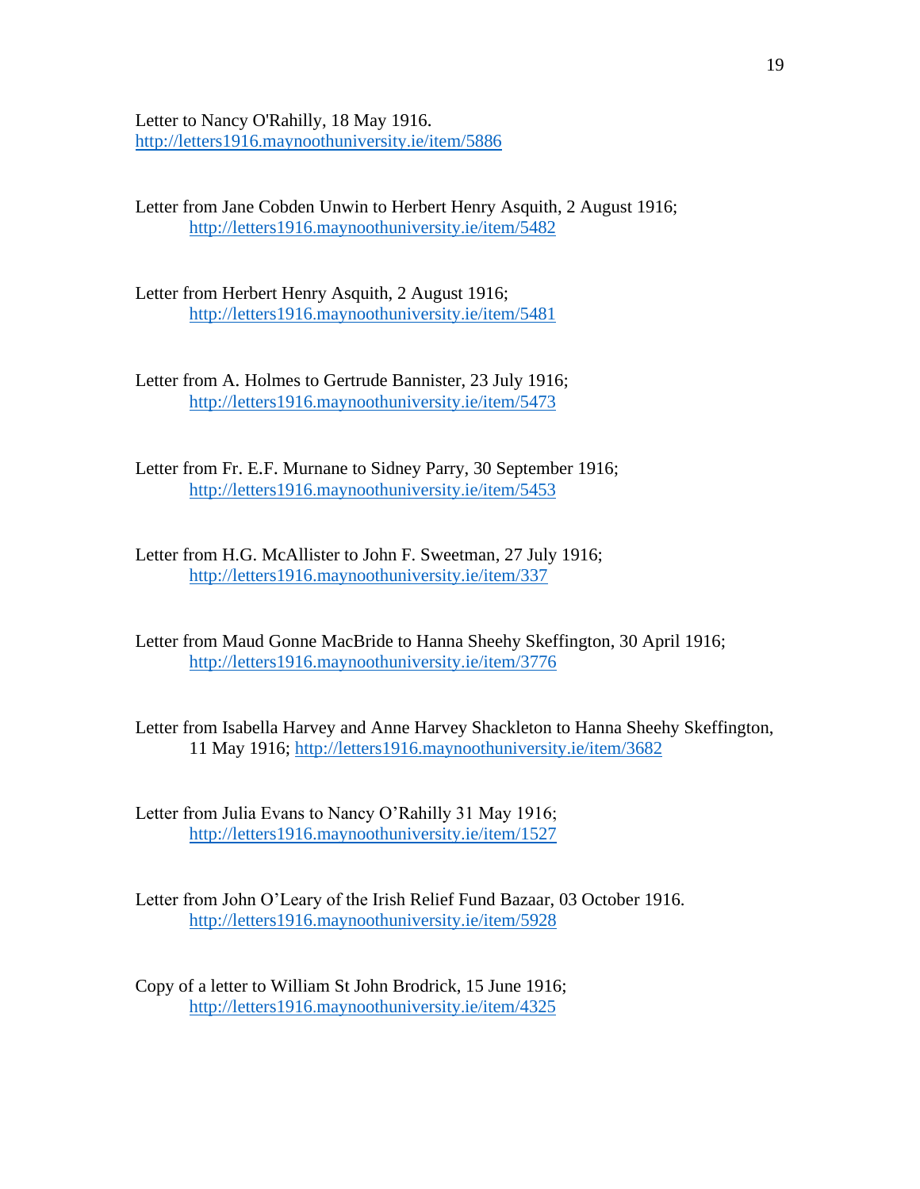Letter to Nancy O'Rahilly, 18 May 1916. http://letters1916.maynoothuniversity.ie/item/5886

Letter from Jane Cobden Unwin to Herbert Henry Asquith, 2 August 1916; http://letters1916.maynoothuniversity.ie/item/5482

Letter from Herbert Henry Asquith, 2 August 1916; http://letters1916.maynoothuniversity.ie/item/5481

Letter from A. Holmes to Gertrude Bannister, 23 July 1916; http://letters1916.maynoothuniversity.ie/item/5473

Letter from Fr. E.F. Murnane to Sidney Parry, 30 September 1916; http://letters1916.maynoothuniversity.ie/item/5453

Letter from H.G. McAllister to John F. Sweetman, 27 July 1916; http://letters1916.maynoothuniversity.ie/item/337

Letter from Maud Gonne MacBride to Hanna Sheehy Skeffington, 30 April 1916; http://letters1916.maynoothuniversity.ie/item/3776

Letter from Isabella Harvey and Anne Harvey Shackleton to Hanna Sheehy Skeffington, 11 May 1916; http://letters1916.maynoothuniversity.ie/item/3682

Letter from Julia Evans to Nancy O'Rahilly 31 May 1916; http://letters1916.maynoothuniversity.ie/item/1527

Letter from John O'Leary of the Irish Relief Fund Bazaar, 03 October 1916. http://letters1916.maynoothuniversity.ie/item/5928

Copy of a letter to William St John Brodrick, 15 June 1916; http://letters1916.maynoothuniversity.ie/item/4325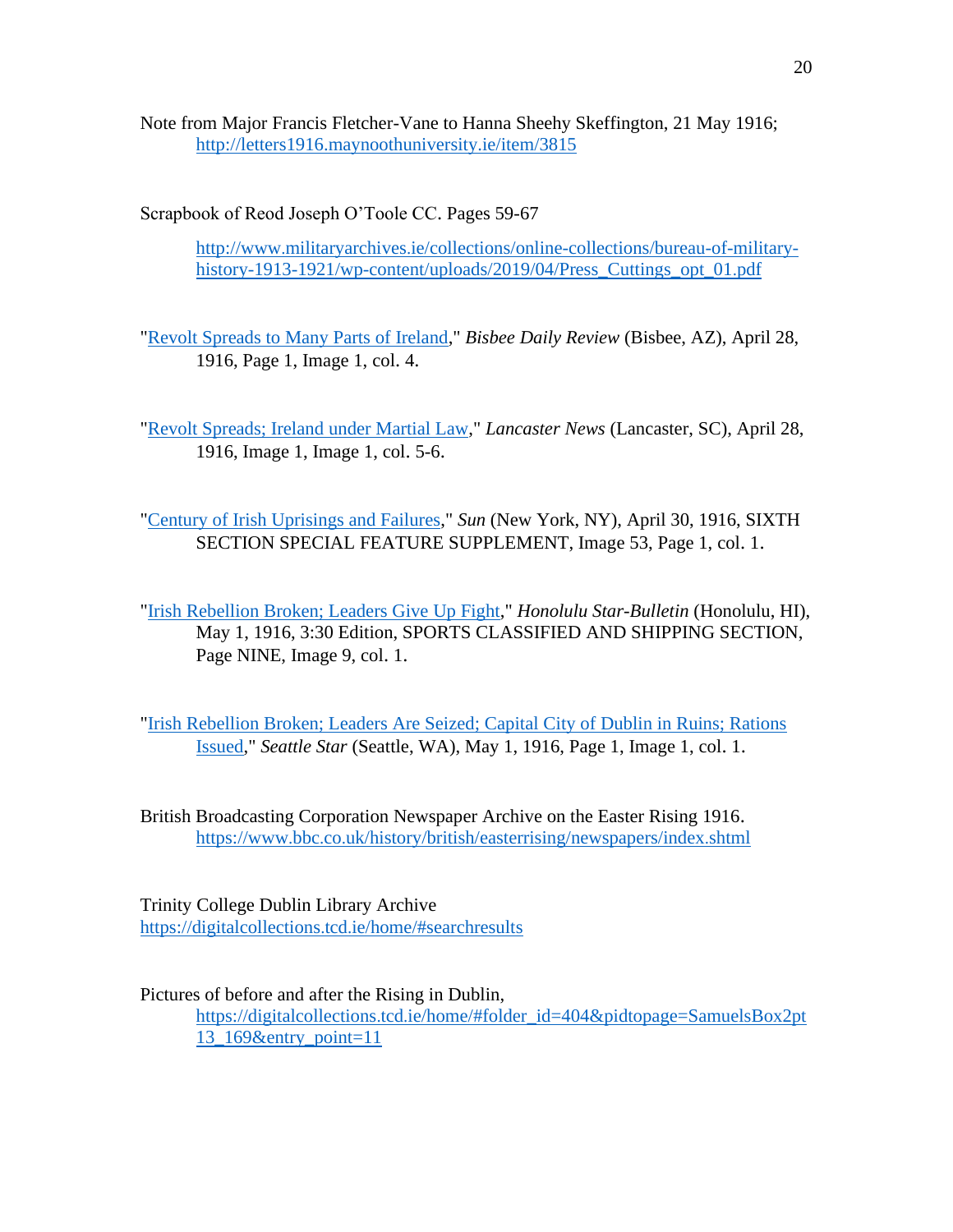Note from Major Francis Fletcher-Vane to Hanna Sheehy Skeffington, 21 May 1916; http://letters1916.maynoothuniversity.ie/item/3815

Scrapbook of Reod Joseph O'Toole CC. Pages 59-67

http://www.militaryarchives.ie/collections/online-collections/bureau-of-military-history-1913-1921/wp-content/uploads/2019/04/Press_Cuttings_opt_01.pdf

"Revolt Spreads to Many Parts of Ireland," *Bisbee Daily Review* (Bisbee, AZ), April 28, 1916, Page 1, Image 1, col. 4.

"Revolt Spreads; Ireland under Martial Law," *Lancaster News* (Lancaster, SC), April 28, 1916, Image 1, Image 1, col. 5-6.

"Century of Irish Uprisings and Failures," *Sun* (New York, NY), April 30, 1916, SIXTH SECTION SPECIAL FEATURE SUPPLEMENT, Image 53, Page 1, col. 1.

"Irish Rebellion Broken; Leaders Give Up Fight," *Honolulu Star-Bulletin* (Honolulu, HI), May 1, 1916, 3:30 Edition, SPORTS CLASSIFIED AND SHIPPING SECTION, Page NINE, Image 9, col. 1.

"Irish Rebellion Broken; Leaders Are Seized; Capital City of Dublin in Ruins; Rations Issued," *Seattle Star* (Seattle, WA), May 1, 1916, Page 1, Image 1, col. 1.

British Broadcasting Corporation Newspaper Archive on the Easter Rising 1916. https://www.bbc.co.uk/history/british/easterrising/newspapers/index.shtml

Trinity College Dublin Library Archive
https://digitalcollections.tcd.ie/home/#searchresults

Pictures of before and after the Rising in Dublin, https://digitalcollections.tcd.ie/home/#folder_id=404&pidtopage=SamuelsBox2pt13_169&entry_point=11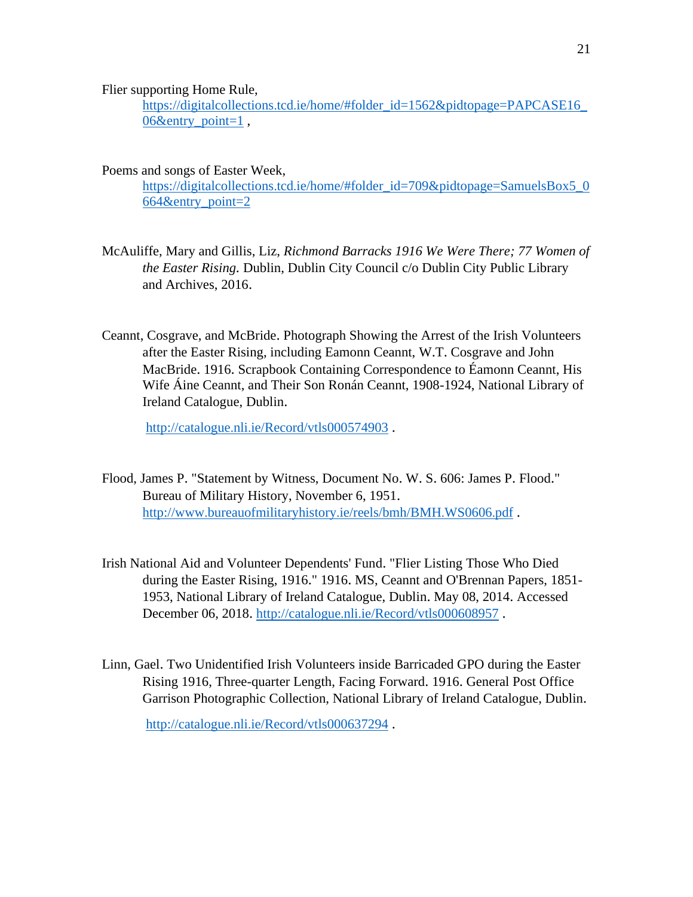Flier supporting Home Rule, https://digitalcollections.tcd.ie/home/#folder_id=1562&pidtopage=PAPCASE16_06&entry_point=1 ,

Poems and songs of Easter Week, https://digitalcollections.tcd.ie/home/#folder_id=709&pidtopage=SamuelsBox5_0664&entry_point=2

McAuliffe, Mary and Gillis, Liz, *Richmond Barracks 1916 We Were There; 77 Women of the Easter Rising.* Dublin, Dublin City Council c/o Dublin City Public Library and Archives, 2016.

Ceannt, Cosgrave, and McBride. Photograph Showing the Arrest of the Irish Volunteers after the Easter Rising, including Eamonn Ceannt, W.T. Cosgrave and John MacBride. 1916. Scrapbook Containing Correspondence to Éamonn Ceannt, His Wife Áine Ceannt, and Their Son Ronán Ceannt, 1908-1924, National Library of Ireland Catalogue, Dublin.

http://catalogue.nli.ie/Record/vtls000574903 .

Flood, James P. "Statement by Witness, Document No. W. S. 606: James P. Flood." Bureau of Military History, November 6, 1951. http://www.bureauofmilitaryhistory.ie/reels/bmh/BMH.WS0606.pdf .

Irish National Aid and Volunteer Dependents' Fund. "Flier Listing Those Who Died during the Easter Rising, 1916." 1916. MS, Ceannt and O'Brennan Papers, 1851-1953, National Library of Ireland Catalogue, Dublin. May 08, 2014. Accessed December 06, 2018. http://catalogue.nli.ie/Record/vtls000608957 .

Linn, Gael. Two Unidentified Irish Volunteers inside Barricaded GPO during the Easter Rising 1916, Three-quarter Length, Facing Forward. 1916. General Post Office Garrison Photographic Collection, National Library of Ireland Catalogue, Dublin.

http://catalogue.nli.ie/Record/vtls000637294 .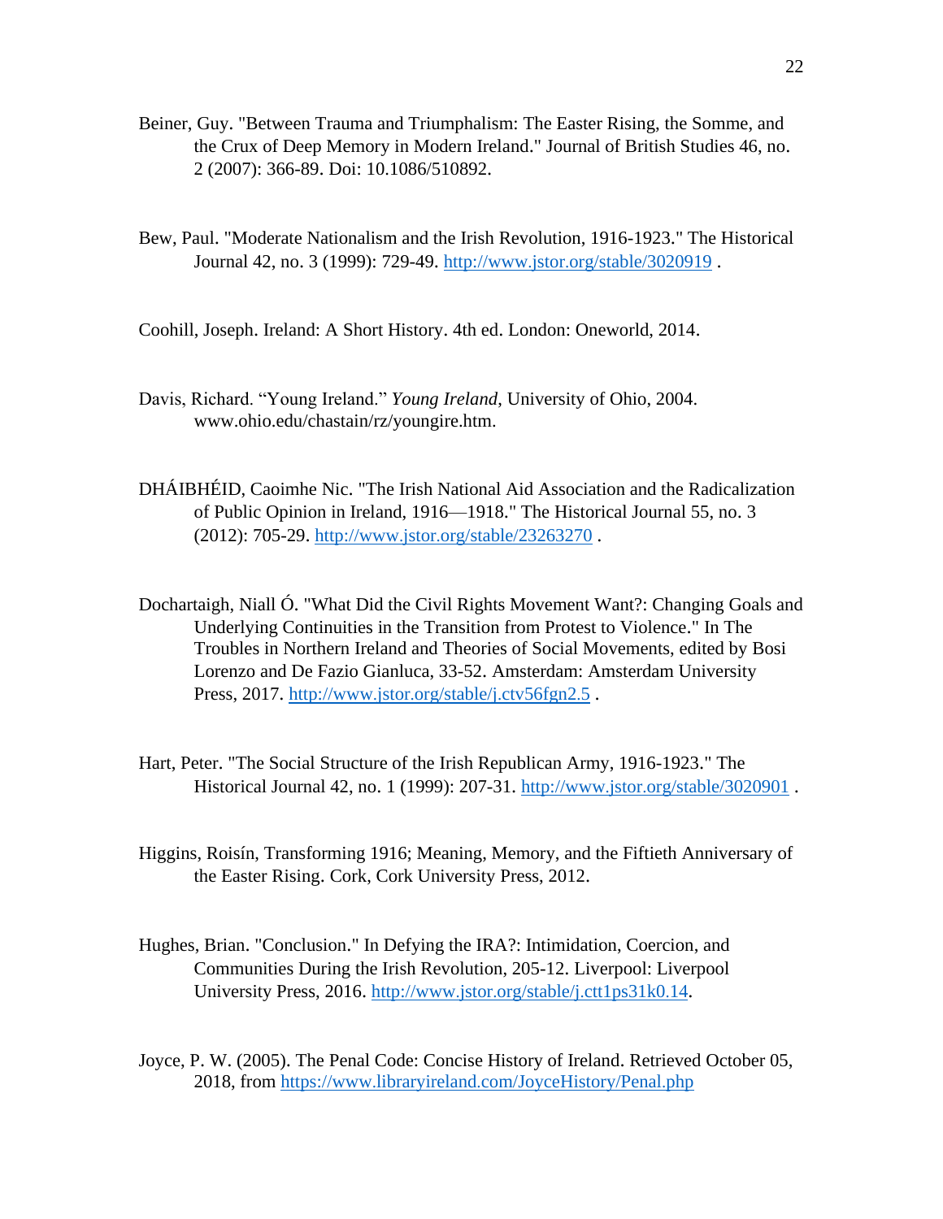Beiner, Guy. "Between Trauma and Triumphalism: The Easter Rising, the Somme, and the Crux of Deep Memory in Modern Ireland." Journal of British Studies 46, no. 2 (2007): 366-89. Doi: 10.1086/510892.

Bew, Paul. "Moderate Nationalism and the Irish Revolution, 1916-1923." The Historical Journal 42, no. 3 (1999): 729-49. http://www.jstor.org/stable/3020919 .

Coohill, Joseph. Ireland: A Short History. 4th ed. London: Oneworld, 2014.

Davis, Richard. "Young Ireland." *Young Ireland*, University of Ohio, 2004. www.ohio.edu/chastain/rz/youngire.htm.

DHÁIBHÉID, Caoimhe Nic. "The Irish National Aid Association and the Radicalization of Public Opinion in Ireland, 1916—1918." The Historical Journal 55, no. 3 (2012): 705-29. http://www.jstor.org/stable/23263270 .

Dochartaigh, Niall Ó. "What Did the Civil Rights Movement Want?: Changing Goals and Underlying Continuities in the Transition from Protest to Violence." In The Troubles in Northern Ireland and Theories of Social Movements, edited by Bosi Lorenzo and De Fazio Gianluca, 33-52. Amsterdam: Amsterdam University Press, 2017. http://www.jstor.org/stable/j.ctv56fgn2.5 .

Hart, Peter. "The Social Structure of the Irish Republican Army, 1916-1923." The Historical Journal 42, no. 1 (1999): 207-31. http://www.jstor.org/stable/3020901 .

Higgins, Roisín, Transforming 1916; Meaning, Memory, and the Fiftieth Anniversary of the Easter Rising. Cork, Cork University Press, 2012.

Hughes, Brian. "Conclusion." In Defying the IRA?: Intimidation, Coercion, and Communities During the Irish Revolution, 205-12. Liverpool: Liverpool University Press, 2016. http://www.jstor.org/stable/j.ctt1ps31k0.14.

Joyce, P. W. (2005). The Penal Code: Concise History of Ireland. Retrieved October 05, 2018, from https://www.libraryireland.com/JoyceHistory/Penal.php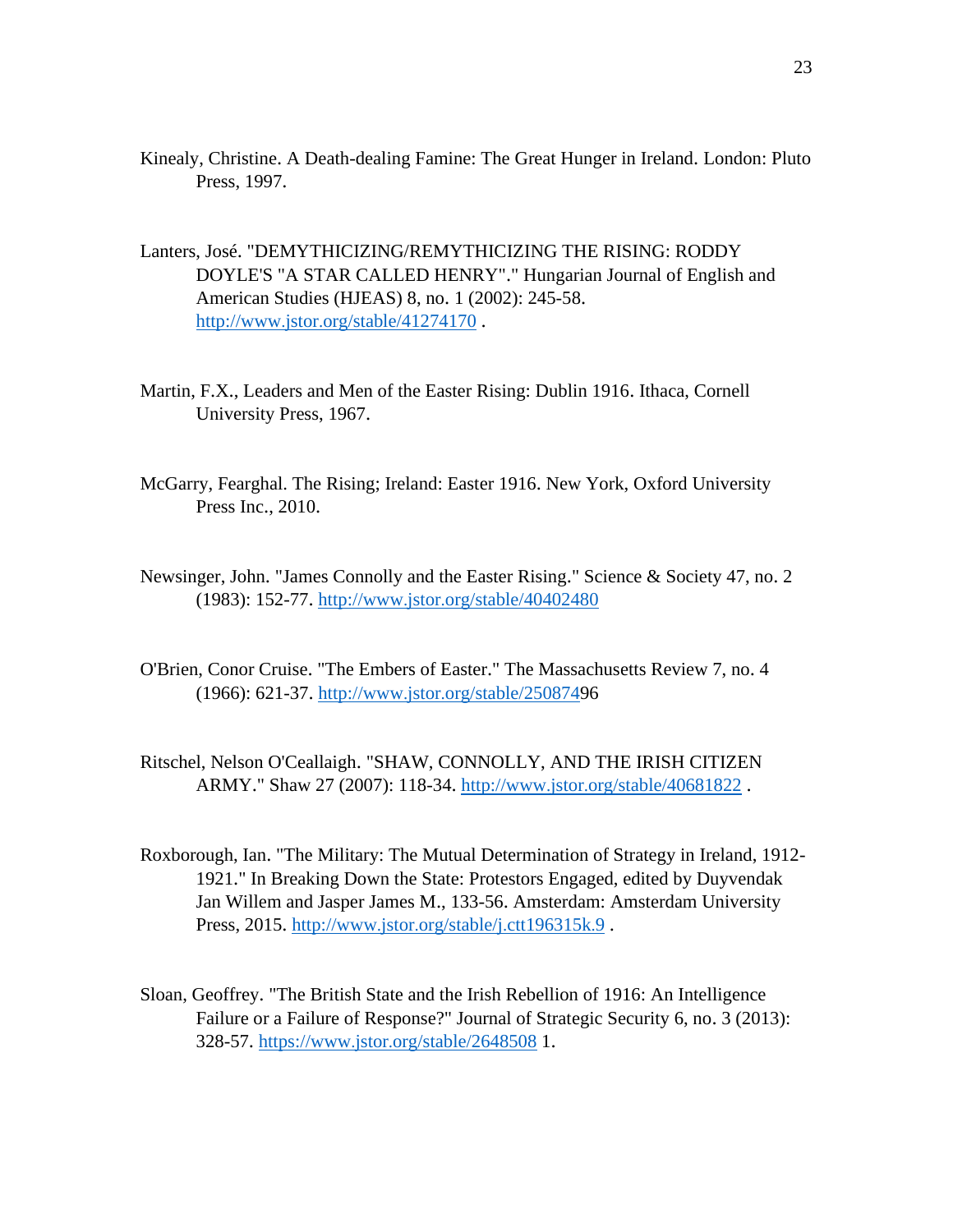Kinealy, Christine. A Death-dealing Famine: The Great Hunger in Ireland. London: Pluto Press, 1997.

Lanters, José. "DEMYTHICIZING/REMYTHICIZING THE RISING: RODDY DOYLE'S "A STAR CALLED HENRY"." Hungarian Journal of English and American Studies (HJEAS) 8, no. 1 (2002): 245-58. http://www.jstor.org/stable/41274170 .

Martin, F.X., Leaders and Men of the Easter Rising: Dublin 1916. Ithaca, Cornell University Press, 1967.

McGarry, Fearghal. The Rising; Ireland: Easter 1916. New York, Oxford University Press Inc., 2010.

Newsinger, John. "James Connolly and the Easter Rising." Science & Society 47, no. 2 (1983): 152-77. http://www.jstor.org/stable/40402480

O'Brien, Conor Cruise. "The Embers of Easter." The Massachusetts Review 7, no. 4 (1966): 621-37. http://www.jstor.org/stable/25087496

Ritschel, Nelson O'Ceallaigh. "SHAW, CONNOLLY, AND THE IRISH CITIZEN ARMY." Shaw 27 (2007): 118-34. http://www.jstor.org/stable/40681822 .

Roxborough, Ian. "The Military: The Mutual Determination of Strategy in Ireland, 1912-1921." In Breaking Down the State: Protestors Engaged, edited by Duyvendak Jan Willem and Jasper James M., 133-56. Amsterdam: Amsterdam University Press, 2015. http://www.jstor.org/stable/j.ctt196315k.9 .

Sloan, Geoffrey. "The British State and the Irish Rebellion of 1916: An Intelligence Failure or a Failure of Response?" Journal of Strategic Security 6, no. 3 (2013): 328-57. https://www.jstor.org/stable/2648508 1.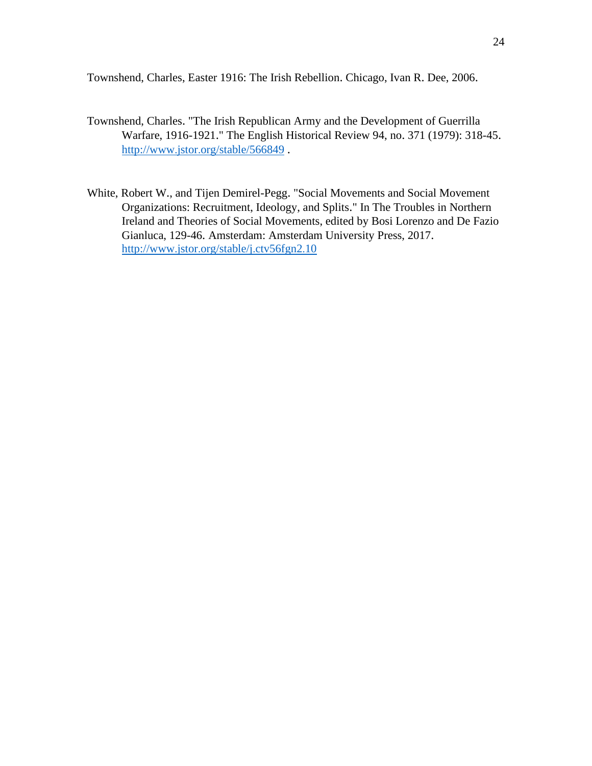Townshend, Charles, Easter 1916: The Irish Rebellion. Chicago, Ivan R. Dee, 2006.

Townshend, Charles. "The Irish Republican Army and the Development of Guerrilla Warfare, 1916-1921." The English Historical Review 94, no. 371 (1979): 318-45. http://www.jstor.org/stable/566849 .

White, Robert W., and Tijen Demirel-Pegg. "Social Movements and Social Movement Organizations: Recruitment, Ideology, and Splits." In The Troubles in Northern Ireland and Theories of Social Movements, edited by Bosi Lorenzo and De Fazio Gianluca, 129-46. Amsterdam: Amsterdam University Press, 2017. http://www.jstor.org/stable/j.ctv56fgn2.10